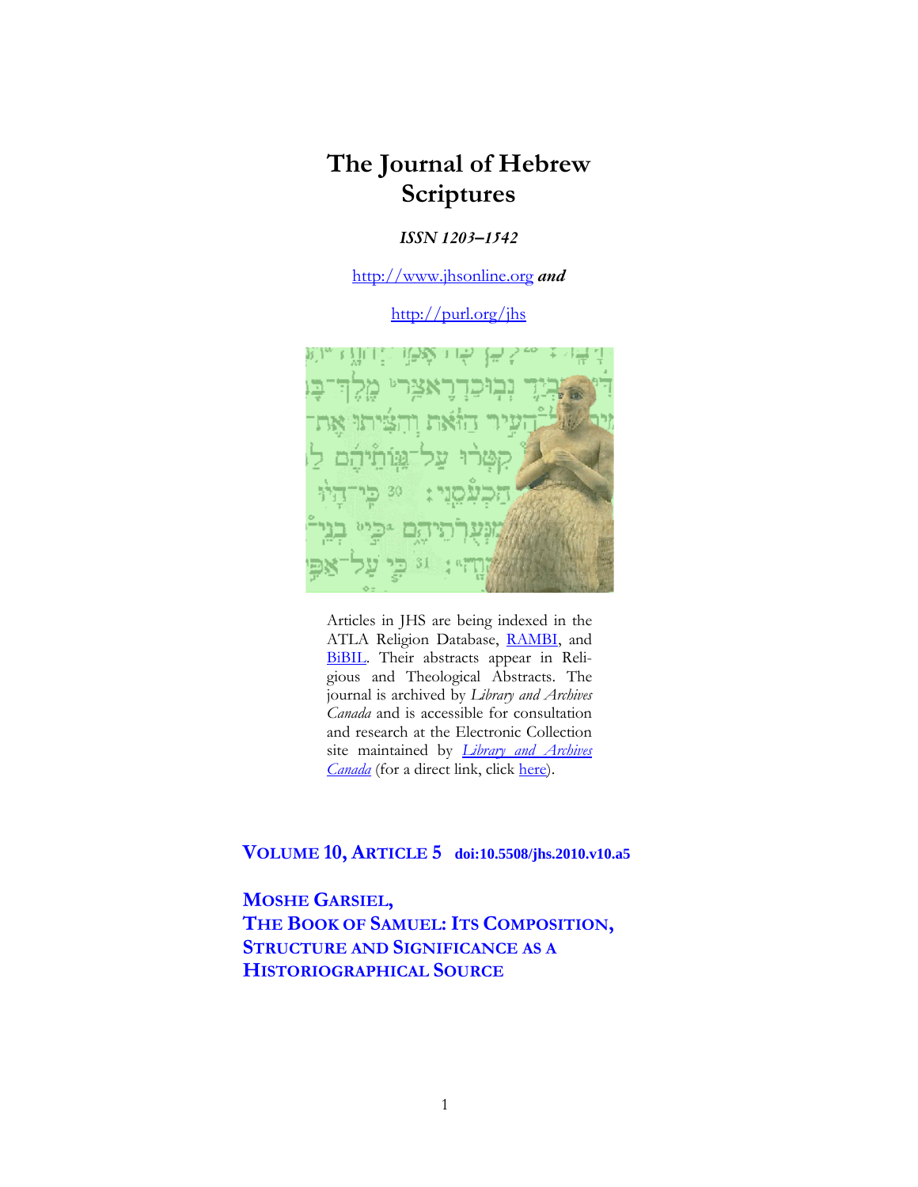# The Journal of Hebrew Scriptures

***ISSN 1203–1542***

http://www.jhsonline.org ***and***

http://purl.org/jhs

Articles in JHS are being indexed in the ATLA Religion Database, RAMBI, and BiBIL. Their abstracts appear in Religious and Theological Abstracts. The journal is archived by *Library and Archives Canada* and is accessible for consultation and research at the Electronic Collection site maintained by *Library and Archives Canada* (for a direct link, click here).

## VOLUME 10, ARTICLE 5 doi:10.5508/jhs.2010.v10.a5

## MOSHE GARSIEL, THE BOOK OF SAMUEL: ITS COMPOSITION, STRUCTURE AND SIGNIFICANCE AS A HISTORIOGRAPHICAL SOURCE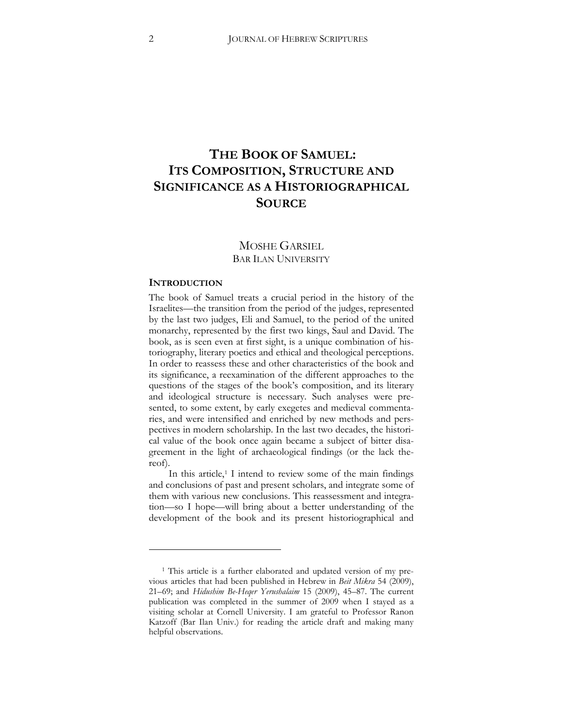# THE BOOK OF SAMUEL: ITS COMPOSITION, STRUCTURE AND SIGNIFICANCE AS A HISTORIOGRAPHICAL SOURCE

MOSHE GARSIEL
BAR ILAN UNIVERSITY

## INTRODUCTION

The book of Samuel treats a crucial period in the history of the Israelites—the transition from the period of the judges, represented by the last two judges, Eli and Samuel, to the period of the united monarchy, represented by the first two kings, Saul and David. The book, as is seen even at first sight, is a unique combination of historiography, literary poetics and ethical and theological perceptions. In order to reassess these and other characteristics of the book and its significance, a reexamination of the different approaches to the questions of the stages of the book's composition, and its literary and ideological structure is necessary. Such analyses were presented, to some extent, by early exegetes and medieval commentaries, and were intensified and enriched by new methods and perspectives in modern scholarship. In the last two decades, the historical value of the book once again became a subject of bitter disagreement in the light of archaeological findings (or the lack thereof).

In this article,[1] I intend to review some of the main findings and conclusions of past and present scholars, and integrate some of them with various new conclusions. This reassessment and integration—so I hope—will bring about a better understanding of the development of the book and its present historiographical and

[1] This article is a further elaborated and updated version of my previous articles that had been published in Hebrew in *Beit Mikra* 54 (2009), 21–69; and *Hidushim Be-Heqer Yerushalaim* 15 (2009), 45–87. The current publication was completed in the summer of 2009 when I stayed as a visiting scholar at Cornell University. I am grateful to Professor Ranon Katzoff (Bar Ilan Univ.) for reading the article draft and making many helpful observations.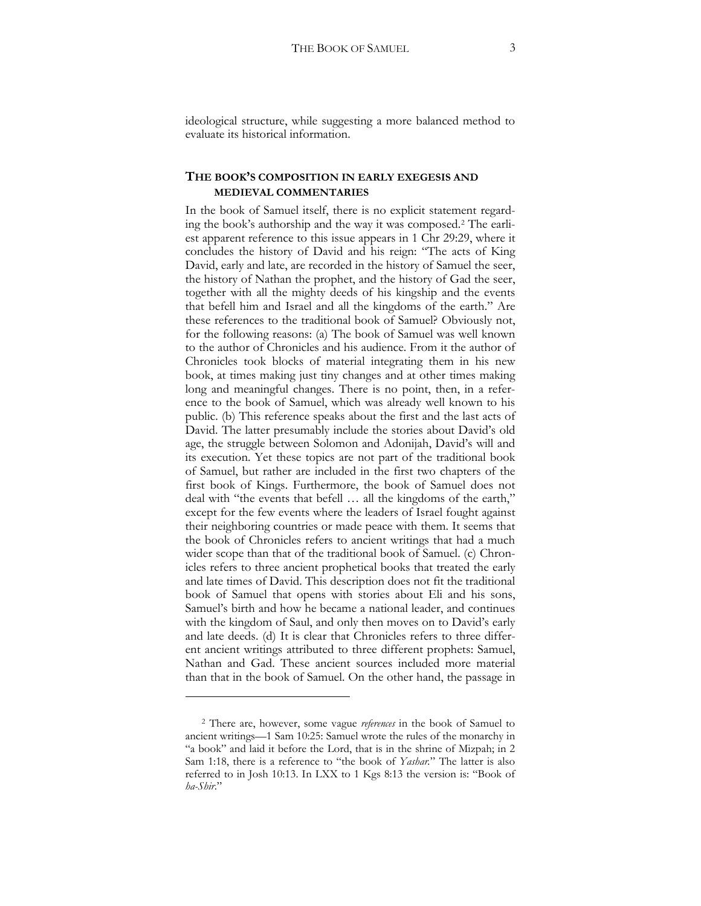ideological structure, while suggesting a more balanced method to evaluate its historical information.

## THE BOOK'S COMPOSITION IN EARLY EXEGESIS AND MEDIEVAL COMMENTARIES

In the book of Samuel itself, there is no explicit statement regarding the book's authorship and the way it was composed.[2] The earliest apparent reference to this issue appears in 1 Chr 29:29, where it concludes the history of David and his reign: "The acts of King David, early and late, are recorded in the history of Samuel the seer, the history of Nathan the prophet, and the history of Gad the seer, together with all the mighty deeds of his kingship and the events that befell him and Israel and all the kingdoms of the earth." Are these references to the traditional book of Samuel? Obviously not, for the following reasons: (a) The book of Samuel was well known to the author of Chronicles and his audience. From it the author of Chronicles took blocks of material integrating them in his new book, at times making just tiny changes and at other times making long and meaningful changes. There is no point, then, in a reference to the book of Samuel, which was already well known to his public. (b) This reference speaks about the first and the last acts of David. The latter presumably include the stories about David's old age, the struggle between Solomon and Adonijah, David's will and its execution. Yet these topics are not part of the traditional book of Samuel, but rather are included in the first two chapters of the first book of Kings. Furthermore, the book of Samuel does not deal with "the events that befell … all the kingdoms of the earth," except for the few events where the leaders of Israel fought against their neighboring countries or made peace with them. It seems that the book of Chronicles refers to ancient writings that had a much wider scope than that of the traditional book of Samuel. (c) Chronicles refers to three ancient prophetical books that treated the early and late times of David. This description does not fit the traditional book of Samuel that opens with stories about Eli and his sons, Samuel's birth and how he became a national leader, and continues with the kingdom of Saul, and only then moves on to David's early and late deeds. (d) It is clear that Chronicles refers to three different ancient writings attributed to three different prophets: Samuel, Nathan and Gad. These ancient sources included more material than that in the book of Samuel. On the other hand, the passage in

---

[2] There are, however, some vague *references* in the book of Samuel to ancient writings—1 Sam 10:25: Samuel wrote the rules of the monarchy in "a book" and laid it before the Lord, that is in the shrine of Mizpah; in 2 Sam 1:18, there is a reference to "the book of *Yashar*." The latter is also referred to in Josh 10:13. In LXX to 1 Kgs 8:13 the version is: "Book of *ha-Shir*."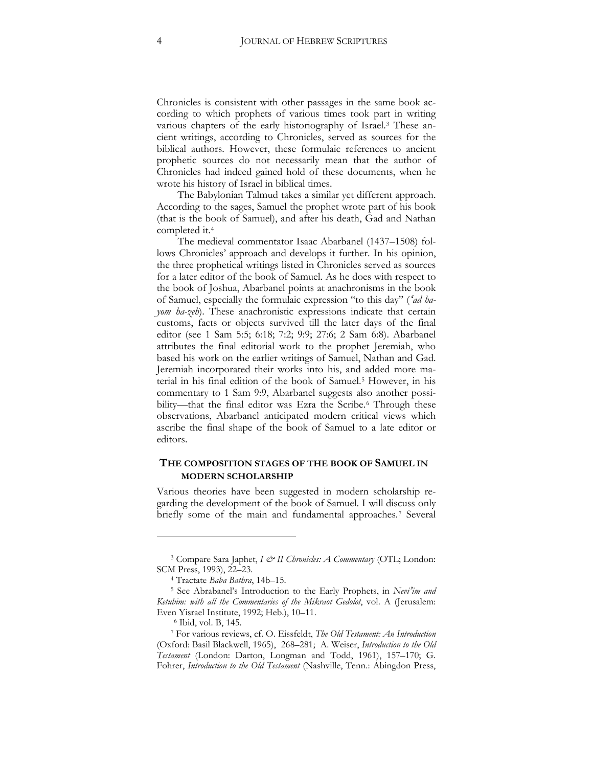Chronicles is consistent with other passages in the same book according to which prophets of various times took part in writing various chapters of the early historiography of Israel.[3] These ancient writings, according to Chronicles, served as sources for the biblical authors. However, these formulaic references to ancient prophetic sources do not necessarily mean that the author of Chronicles had indeed gained hold of these documents, when he wrote his history of Israel in biblical times.

The Babylonian Talmud takes a similar yet different approach. According to the sages, Samuel the prophet wrote part of his book (that is the book of Samuel), and after his death, Gad and Nathan completed it.[4]

The medieval commentator Isaac Abarbanel (1437–1508) follows Chronicles' approach and develops it further. In his opinion, the three prophetical writings listed in Chronicles served as sources for a later editor of the book of Samuel. As he does with respect to the book of Joshua, Abarbanel points at anachronisms in the book of Samuel, especially the formulaic expression "to this day" (*'ad ha-yom ha-zeh*). These anachronistic expressions indicate that certain customs, facts or objects survived till the later days of the final editor (see 1 Sam 5:5; 6:18; 7:2; 9:9; 27:6; 2 Sam 6:8). Abarbanel attributes the final editorial work to the prophet Jeremiah, who based his work on the earlier writings of Samuel, Nathan and Gad. Jeremiah incorporated their works into his, and added more material in his final edition of the book of Samuel.[5] However, in his commentary to 1 Sam 9:9, Abarbanel suggests also another possibility—that the final editor was Ezra the Scribe.[6] Through these observations, Abarbanel anticipated modern critical views which ascribe the final shape of the book of Samuel to a late editor or editors.

## THE COMPOSITION STAGES OF THE BOOK OF SAMUEL IN MODERN SCHOLARSHIP

Various theories have been suggested in modern scholarship regarding the development of the book of Samuel. I will discuss only briefly some of the main and fundamental approaches.[7] Several

---

[3] Compare Sara Japhet, *I & II Chronicles: A Commentary* (OTL; London: SCM Press, 1993), 22–23.

[4] Tractate *Baba Bathra*, 14b–15.

[5] See Abrabanel's Introduction to the Early Prophets, in *Nevi'im and Ketubim: with all the Commentaries of the Mikraot Gedolot*, vol. A (Jerusalem: Even Yisrael Institute, 1992; Heb.), 10–11.

[6] Ibid, vol. B, 145.

[7] For various reviews, cf. O. Eissfeldt, *The Old Testament: An Introduction* (Oxford: Basil Blackwell, 1965), 268–281; A. Weiser, *Introduction to the Old Testament* (London: Darton, Longman and Todd, 1961), 157–170; G. Fohrer, *Introduction to the Old Testament* (Nashville, Tenn.: Abingdon Press,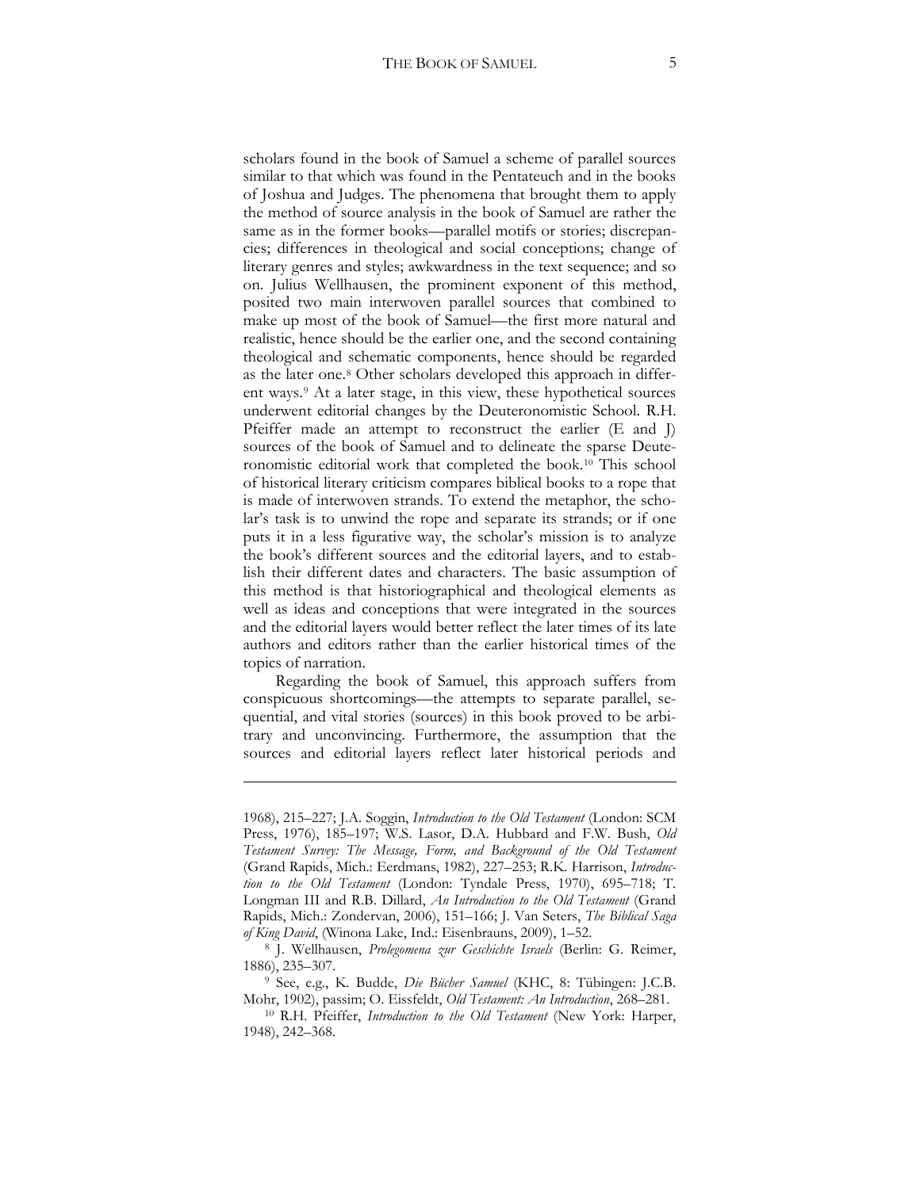scholars found in the book of Samuel a scheme of parallel sources similar to that which was found in the Pentateuch and in the books of Joshua and Judges. The phenomena that brought them to apply the method of source analysis in the book of Samuel are rather the same as in the former books—parallel motifs or stories; discrepancies; differences in theological and social conceptions; change of literary genres and styles; awkwardness in the text sequence; and so on. Julius Wellhausen, the prominent exponent of this method, posited two main interwoven parallel sources that combined to make up most of the book of Samuel—the first more natural and realistic, hence should be the earlier one, and the second containing theological and schematic components, hence should be regarded as the later one.[8] Other scholars developed this approach in different ways.[9] At a later stage, in this view, these hypothetical sources underwent editorial changes by the Deuteronomistic School. R.H. Pfeiffer made an attempt to reconstruct the earlier (E and J) sources of the book of Samuel and to delineate the sparse Deuteronomistic editorial work that completed the book.[10] This school of historical literary criticism compares biblical books to a rope that is made of interwoven strands. To extend the metaphor, the scholar's task is to unwind the rope and separate its strands; or if one puts it in a less figurative way, the scholar's mission is to analyze the book's different sources and the editorial layers, and to establish their different dates and characters. The basic assumption of this method is that historiographical and theological elements as well as ideas and conceptions that were integrated in the sources and the editorial layers would better reflect the later times of its late authors and editors rather than the earlier historical times of the topics of narration.

Regarding the book of Samuel, this approach suffers from conspicuous shortcomings—the attempts to separate parallel, sequential, and vital stories (sources) in this book proved to be arbitrary and unconvincing. Furthermore, the assumption that the sources and editorial layers reflect later historical periods and

---

1968), 215–227; J.A. Soggin, *Introduction to the Old Testament* (London: SCM Press, 1976), 185–197; W.S. Lasor, D.A. Hubbard and F.W. Bush, *Old Testament Survey: The Message, Form, and Background of the Old Testament* (Grand Rapids, Mich.: Eerdmans, 1982), 227–253; R.K. Harrison, *Introduction to the Old Testament* (London: Tyndale Press, 1970), 695–718; T. Longman III and R.B. Dillard, *An Introduction to the Old Testament* (Grand Rapids, Mich.: Zondervan, 2006), 151–166; J. Van Seters, *The Biblical Saga of King David*, (Winona Lake, Ind.: Eisenbrauns, 2009), 1–52.

[8] J. Wellhausen, *Prolegomena zur Geschichte Israels* (Berlin: G. Reimer, 1886), 235–307.

[9] See, e.g., K. Budde, *Die Bücher Samuel* (KHC, 8: Tübingen: J.C.B. Mohr, 1902), passim; O. Eissfeldt, *Old Testament: An Introduction*, 268–281.

[10] R.H. Pfeiffer, *Introduction to the Old Testament* (New York: Harper, 1948), 242–368.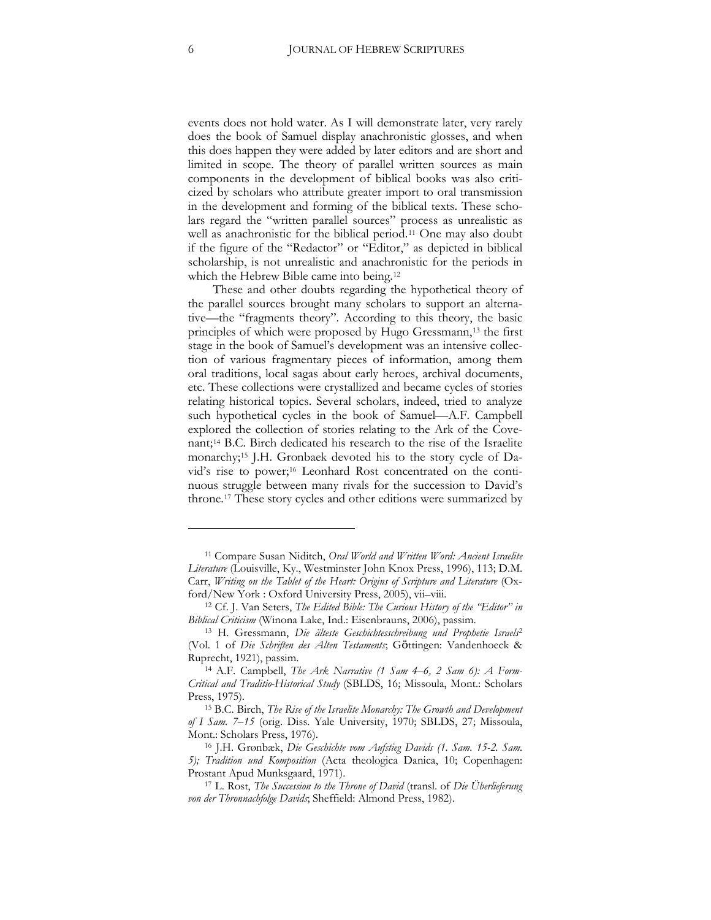events does not hold water. As I will demonstrate later, very rarely does the book of Samuel display anachronistic glosses, and when this does happen they were added by later editors and are short and limited in scope. The theory of parallel written sources as main components in the development of biblical books was also criticized by scholars who attribute greater import to oral transmission in the development and forming of the biblical texts. These scholars regard the "written parallel sources" process as unrealistic as well as anachronistic for the biblical period.[11] One may also doubt if the figure of the "Redactor" or "Editor," as depicted in biblical scholarship, is not unrealistic and anachronistic for the periods in which the Hebrew Bible came into being.[12]

These and other doubts regarding the hypothetical theory of the parallel sources brought many scholars to support an alternative—the "fragments theory". According to this theory, the basic principles of which were proposed by Hugo Gressmann,[13] the first stage in the book of Samuel's development was an intensive collection of various fragmentary pieces of information, among them oral traditions, local sagas about early heroes, archival documents, etc. These collections were crystallized and became cycles of stories relating historical topics. Several scholars, indeed, tried to analyze such hypothetical cycles in the book of Samuel—A.F. Campbell explored the collection of stories relating to the Ark of the Covenant;[14] B.C. Birch dedicated his research to the rise of the Israelite monarchy;[15] J.H. Gronbaek devoted his to the story cycle of David's rise to power;[16] Leonhard Rost concentrated on the continuous struggle between many rivals for the succession to David's throne.[17] These story cycles and other editions were summarized by

---

[11] Compare Susan Niditch, *Oral World and Written Word: Ancient Israelite Literature* (Louisville, Ky., Westminster John Knox Press, 1996), 113; D.M. Carr, *Writing on the Tablet of the Heart: Origins of Scripture and Literature* (Oxford/New York : Oxford University Press, 2005), vii–viii.

[12] Cf. J. Van Seters, *The Edited Bible: The Curious History of the "Editor" in Biblical Criticism* (Winona Lake, Ind.: Eisenbrauns, 2006), passim.

[13] H. Gressmann, *Die älteste Geschichtesschreibung und Prophetie Israels*[2] (Vol. 1 of *Die Schriften des Alten Testaments*; Göttingen: Vandenhoeck & Ruprecht, 1921), passim.

[14] A.F. Campbell, *The Ark Narrative (1 Sam 4–6, 2 Sam 6): A Form-Critical and Traditio-Historical Study* (SBLDS, 16; Missoula, Mont.: Scholars Press, 1975).

[15] B.C. Birch, *The Rise of the Israelite Monarchy: The Growth and Development of I Sam. 7–15* (orig. Diss. Yale University, 1970; SBLDS, 27; Missoula, Mont.: Scholars Press, 1976).

[16] J.H. Grønbæk, *Die Geschichte vom Aufstieg Davids (1. Sam. 15-2. Sam. 5); Tradition und Komposition* (Acta theologica Danica, 10; Copenhagen: Prostant Apud Munksgaard, 1971).

[17] L. Rost, *The Succession to the Throne of David* (transl. of *Die Überlieferung von der Thronnachfolge Davids*; Sheffield: Almond Press, 1982).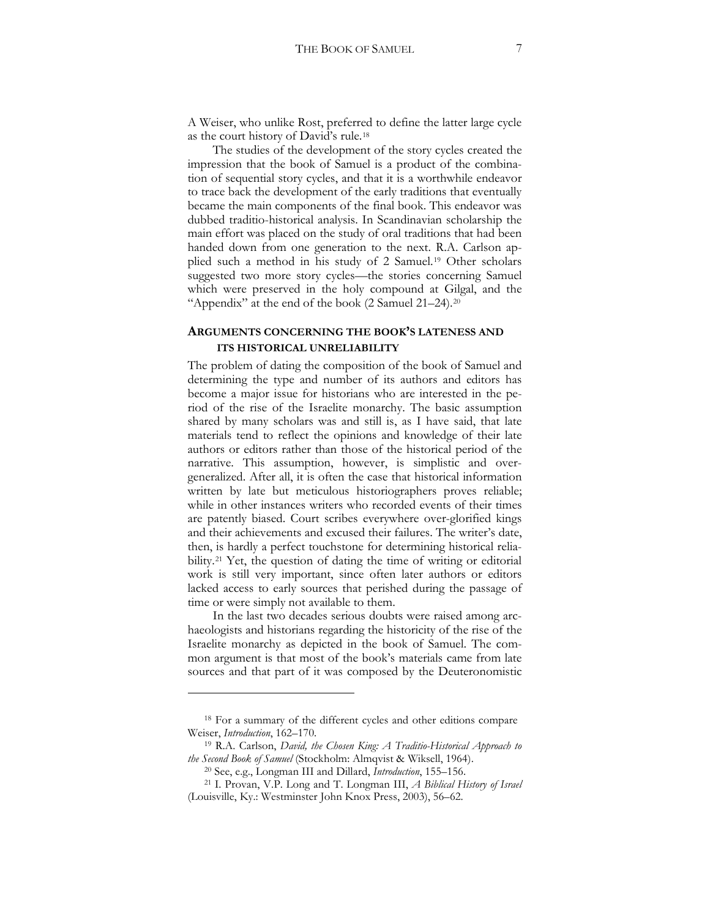A Weiser, who unlike Rost, preferred to define the latter large cycle as the court history of David's rule.[18]

The studies of the development of the story cycles created the impression that the book of Samuel is a product of the combination of sequential story cycles, and that it is a worthwhile endeavor to trace back the development of the early traditions that eventually became the main components of the final book. This endeavor was dubbed traditio-historical analysis. In Scandinavian scholarship the main effort was placed on the study of oral traditions that had been handed down from one generation to the next. R.A. Carlson applied such a method in his study of 2 Samuel.[19] Other scholars suggested two more story cycles—the stories concerning Samuel which were preserved in the holy compound at Gilgal, and the "Appendix" at the end of the book (2 Samuel 21–24).[20]

## ARGUMENTS CONCERNING THE BOOK'S LATENESS AND ITS HISTORICAL UNRELIABILITY

The problem of dating the composition of the book of Samuel and determining the type and number of its authors and editors has become a major issue for historians who are interested in the period of the rise of the Israelite monarchy. The basic assumption shared by many scholars was and still is, as I have said, that late materials tend to reflect the opinions and knowledge of their late authors or editors rather than those of the historical period of the narrative. This assumption, however, is simplistic and overgeneralized. After all, it is often the case that historical information written by late but meticulous historiographers proves reliable; while in other instances writers who recorded events of their times are patently biased. Court scribes everywhere over-glorified kings and their achievements and excused their failures. The writer's date, then, is hardly a perfect touchstone for determining historical reliability.[21] Yet, the question of dating the time of writing or editorial work is still very important, since often later authors or editors lacked access to early sources that perished during the passage of time or were simply not available to them.

In the last two decades serious doubts were raised among archaeologists and historians regarding the historicity of the rise of the Israelite monarchy as depicted in the book of Samuel. The common argument is that most of the book's materials came from late sources and that part of it was composed by the Deuteronomistic

---

[18] For a summary of the different cycles and other editions compare Weiser, *Introduction*, 162–170.

[19] R.A. Carlson, *David, the Chosen King: A Traditio-Historical Approach to the Second Book of Samuel* (Stockholm: Almqvist & Wiksell, 1964).

[20] See, e.g., Longman III and Dillard, *Introduction*, 155–156.

[21] I. Provan, V.P. Long and T. Longman III, *A Biblical History of Israel* (Louisville, Ky.: Westminster John Knox Press, 2003), 56–62.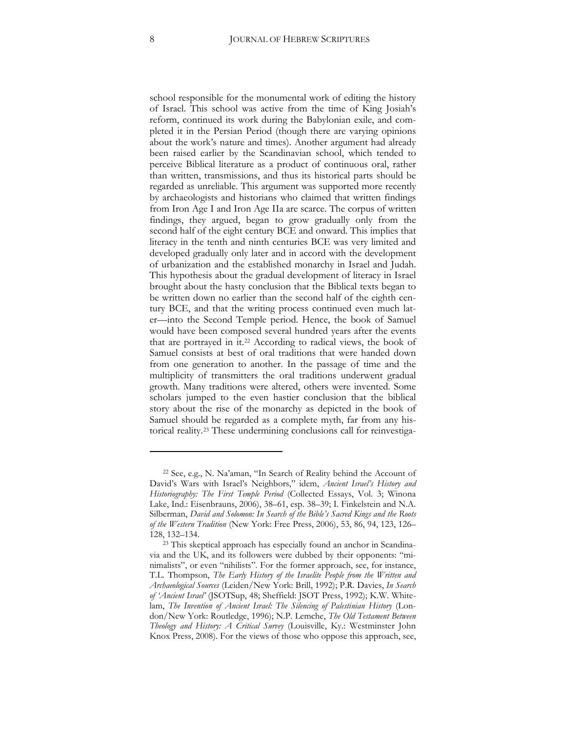school responsible for the monumental work of editing the history of Israel. This school was active from the time of King Josiah's reform, continued its work during the Babylonian exile, and completed it in the Persian Period (though there are varying opinions about the work's nature and times). Another argument had already been raised earlier by the Scandinavian school, which tended to perceive Biblical literature as a product of continuous oral, rather than written, transmissions, and thus its historical parts should be regarded as unreliable. This argument was supported more recently by archaeologists and historians who claimed that written findings from Iron Age I and Iron Age IIa are scarce. The corpus of written findings, they argued, began to grow gradually only from the second half of the eight century BCE and onward. This implies that literacy in the tenth and ninth centuries BCE was very limited and developed gradually only later and in accord with the development of urbanization and the established monarchy in Israel and Judah. This hypothesis about the gradual development of literacy in Israel brought about the hasty conclusion that the Biblical texts began to be written down no earlier than the second half of the eighth century BCE, and that the writing process continued even much later—into the Second Temple period. Hence, the book of Samuel would have been composed several hundred years after the events that are portrayed in it.[22] According to radical views, the book of Samuel consists at best of oral traditions that were handed down from one generation to another. In the passage of time and the multiplicity of transmitters the oral traditions underwent gradual growth. Many traditions were altered, others were invented. Some scholars jumped to the even hastier conclusion that the biblical story about the rise of the monarchy as depicted in the book of Samuel should be regarded as a complete myth, far from any historical reality.[23] These undermining conclusions call for reinvestiga-

---

[22] See, e.g., N. Na'aman, "In Search of Reality behind the Account of David's Wars with Israel's Neighbors," idem, *Ancient Israel's History and Historiography: The First Temple Period* (Collected Essays, Vol. 3; Winona Lake, Ind.: Eisenbrauns, 2006), 38–61, esp. 38–39; I. Finkelstein and N.A. Silberman, *David and Solomon: In Search of the Bible's Sacred Kings and the Roots of the Western Tradition* (New York: Free Press, 2006), 53, 86, 94, 123, 126–128, 132–134.

[23] This skeptical approach has especially found an anchor in Scandinavia and the UK, and its followers were dubbed by their opponents: "minimalists", or even "nihilists". For the former approach, see, for instance, T.L. Thompson, *The Early History of the Israelite People from the Written and Archaeological Sources* (Leiden/New York: Brill, 1992); P.R. Davies, *In Search of 'Ancient Israel'* (JSOTSup, 48; Sheffield: JSOT Press, 1992); K.W. Whitelam, *The Invention of Ancient Israel: The Silencing of Palestinian History* (London/New York: Routledge, 1996); N.P. Lemche, *The Old Testament Between Theology and History: A Critical Survey* (Louisville, Ky.: Westminster John Knox Press, 2008). For the views of those who oppose this approach, see,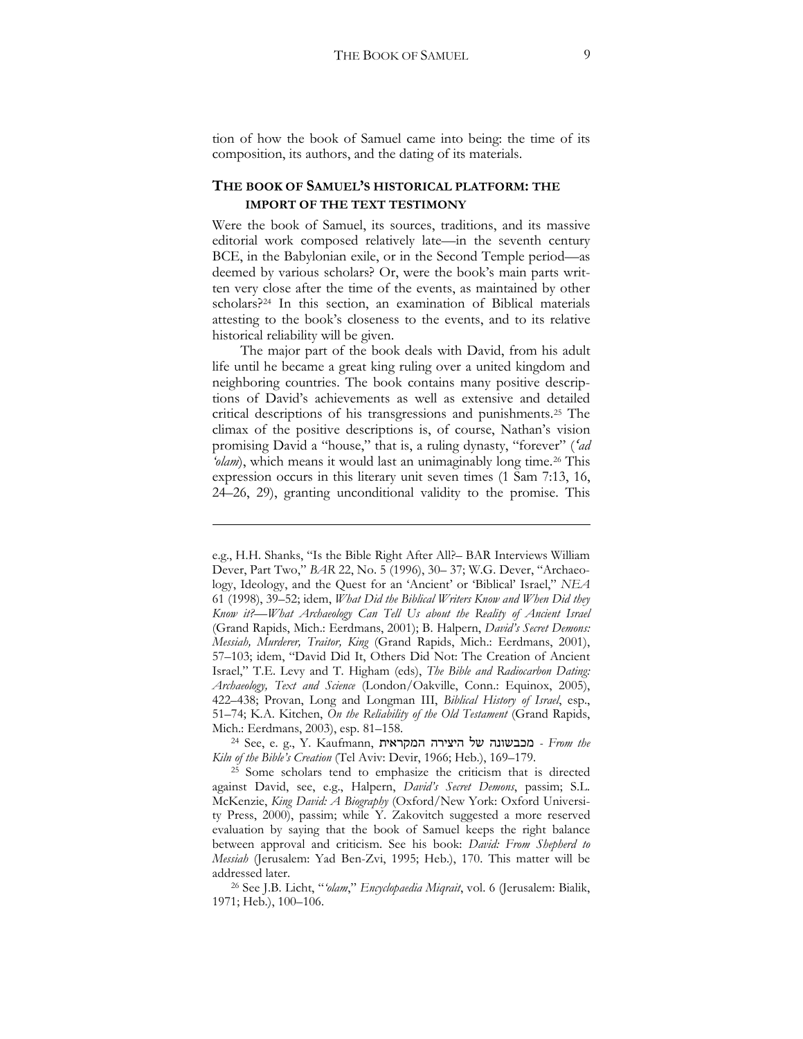tion of how the book of Samuel came into being: the time of its composition, its authors, and the dating of its materials.

## THE BOOK OF SAMUEL'S HISTORICAL PLATFORM: THE IMPORT OF THE TEXT TESTIMONY

Were the book of Samuel, its sources, traditions, and its massive editorial work composed relatively late—in the seventh century BCE, in the Babylonian exile, or in the Second Temple period—as deemed by various scholars? Or, were the book's main parts written very close after the time of the events, as maintained by other scholars?[24] In this section, an examination of Biblical materials attesting to the book's closeness to the events, and to its relative historical reliability will be given.

The major part of the book deals with David, from his adult life until he became a great king ruling over a united kingdom and neighboring countries. The book contains many positive descriptions of David's achievements as well as extensive and detailed critical descriptions of his transgressions and punishments.[25] The climax of the positive descriptions is, of course, Nathan's vision promising David a "house," that is, a ruling dynasty, "forever" (*'ad 'olam*), which means it would last an unimaginably long time.[26] This expression occurs in this literary unit seven times (1 Sam 7:13, 16, 24–26, 29), granting unconditional validity to the promise. This

---

e.g., H.H. Shanks, "Is the Bible Right After All?– BAR Interviews William Dever, Part Two," *BAR* 22, No. 5 (1996), 30– 37; W.G. Dever, "Archaeology, Ideology, and the Quest for an 'Ancient' or 'Biblical' Israel," *NEA* 61 (1998), 39–52; idem, *What Did the Biblical Writers Know and When Did they Know it?—What Archaeology Can Tell Us about the Reality of Ancient Israel* (Grand Rapids, Mich.: Eerdmans, 2001); B. Halpern, *David's Secret Demons: Messiah, Murderer, Traitor, King* (Grand Rapids, Mich.: Eerdmans, 2001), 57–103; idem, "David Did It, Others Did Not: The Creation of Ancient Israel," T.E. Levy and T. Higham (eds), *The Bible and Radiocarbon Dating: Archaeology, Text and Science* (London/Oakville, Conn.: Equinox, 2005), 422–438; Provan, Long and Longman III, *Biblical History of Israel*, esp., 51–74; K.A. Kitchen, *On the Reliability of the Old Testament* (Grand Rapids, Mich.: Eerdmans, 2003), esp. 81–158.

[24] See, e. g., Y. Kaufmann, מכבשונה של היצירה המקראית - *From the Kiln of the Bible's Creation* (Tel Aviv: Devir, 1966; Heb.), 169–179.

[25] Some scholars tend to emphasize the criticism that is directed against David, see, e.g., Halpern, *David's Secret Demons*, passim; S.L. McKenzie, *King David: A Biography* (Oxford/New York: Oxford University Press, 2000), passim; while Y. Zakovitch suggested a more reserved evaluation by saying that the book of Samuel keeps the right balance between approval and criticism. See his book: *David: From Shepherd to Messiah* (Jerusalem: Yad Ben-Zvi, 1995; Heb.), 170. This matter will be addressed later.

[26] See J.B. Licht, "*'olam*," *Encyclopaedia Miqrait*, vol. 6 (Jerusalem: Bialik, 1971; Heb.), 100–106.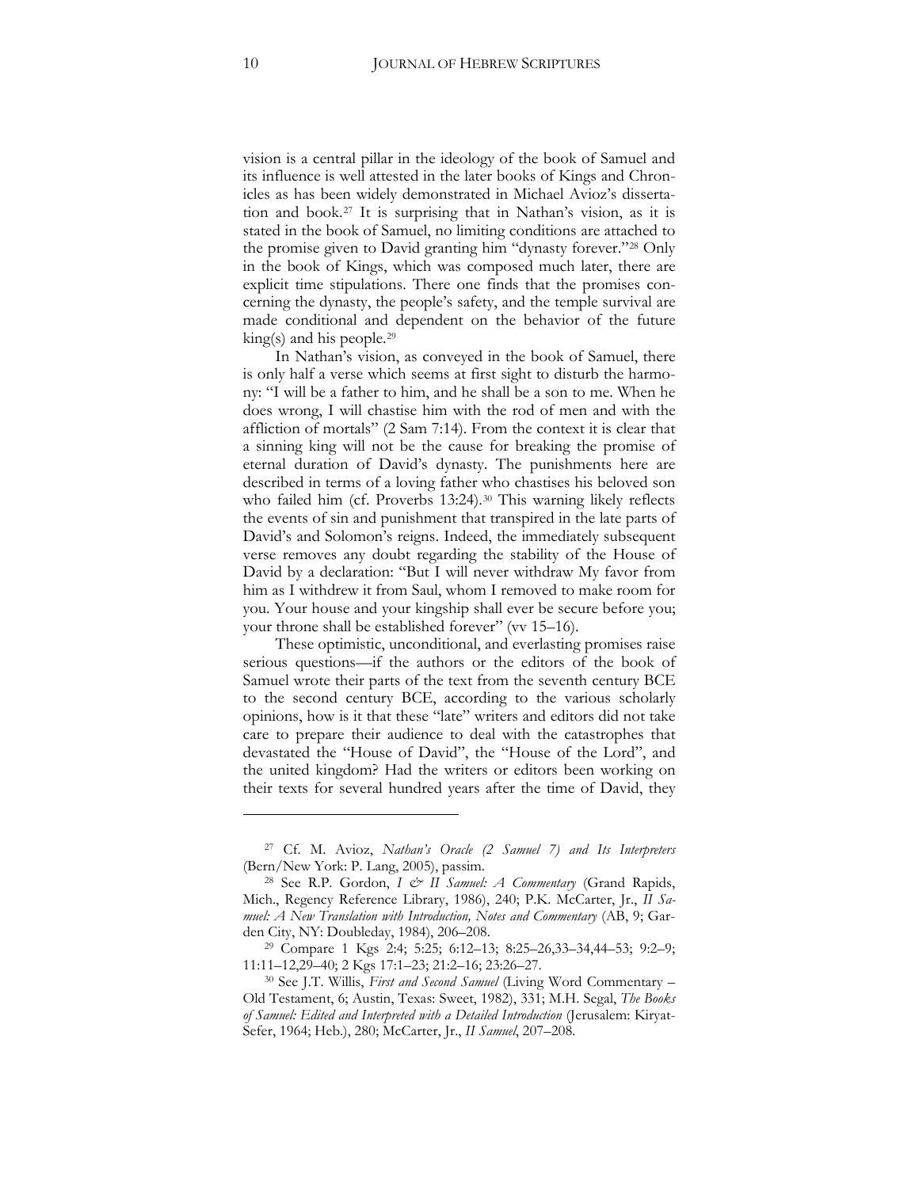vision is a central pillar in the ideology of the book of Samuel and its influence is well attested in the later books of Kings and Chronicles as has been widely demonstrated in Michael Avioz's dissertation and book.[27] It is surprising that in Nathan's vision, as it is stated in the book of Samuel, no limiting conditions are attached to the promise given to David granting him "dynasty forever."[28] Only in the book of Kings, which was composed much later, there are explicit time stipulations. There one finds that the promises concerning the dynasty, the people's safety, and the temple survival are made conditional and dependent on the behavior of the future king(s) and his people.[29]

In Nathan's vision, as conveyed in the book of Samuel, there is only half a verse which seems at first sight to disturb the harmony: "I will be a father to him, and he shall be a son to me. When he does wrong, I will chastise him with the rod of men and with the affliction of mortals" (2 Sam 7:14). From the context it is clear that a sinning king will not be the cause for breaking the promise of eternal duration of David's dynasty. The punishments here are described in terms of a loving father who chastises his beloved son who failed him (cf. Proverbs 13:24).[30] This warning likely reflects the events of sin and punishment that transpired in the late parts of David's and Solomon's reigns. Indeed, the immediately subsequent verse removes any doubt regarding the stability of the House of David by a declaration: "But I will never withdraw My favor from him as I withdrew it from Saul, whom I removed to make room for you. Your house and your kingship shall ever be secure before you; your throne shall be established forever" (vv 15–16).

These optimistic, unconditional, and everlasting promises raise serious questions—if the authors or the editors of the book of Samuel wrote their parts of the text from the seventh century BCE to the second century BCE, according to the various scholarly opinions, how is it that these "late" writers and editors did not take care to prepare their audience to deal with the catastrophes that devastated the "House of David", the "House of the Lord", and the united kingdom? Had the writers or editors been working on their texts for several hundred years after the time of David, they

---

[27] Cf. M. Avioz, *Nathan's Oracle (2 Samuel 7) and Its Interpreters* (Bern/New York: P. Lang, 2005), passim.

[28] See R.P. Gordon, *I & II Samuel: A Commentary* (Grand Rapids, Mich., Regency Reference Library, 1986), 240; P.K. McCarter, Jr., *II Samuel: A New Translation with Introduction, Notes and Commentary* (AB, 9; Garden City, NY: Doubleday, 1984), 206–208.

[29] Compare 1 Kgs 2:4; 5:25; 6:12–13; 8:25–26,33–34,44–53; 9:2–9; 11:11–12,29–40; 2 Kgs 17:1–23; 21:2–16; 23:26–27.

[30] See J.T. Willis, *First and Second Samuel* (Living Word Commentary – Old Testament, 6; Austin, Texas: Sweet, 1982), 331; M.H. Segal, *The Books of Samuel: Edited and Interpreted with a Detailed Introduction* (Jerusalem: Kiryat-Sefer, 1964; Heb.), 280; McCarter, Jr., *II Samuel*, 207–208.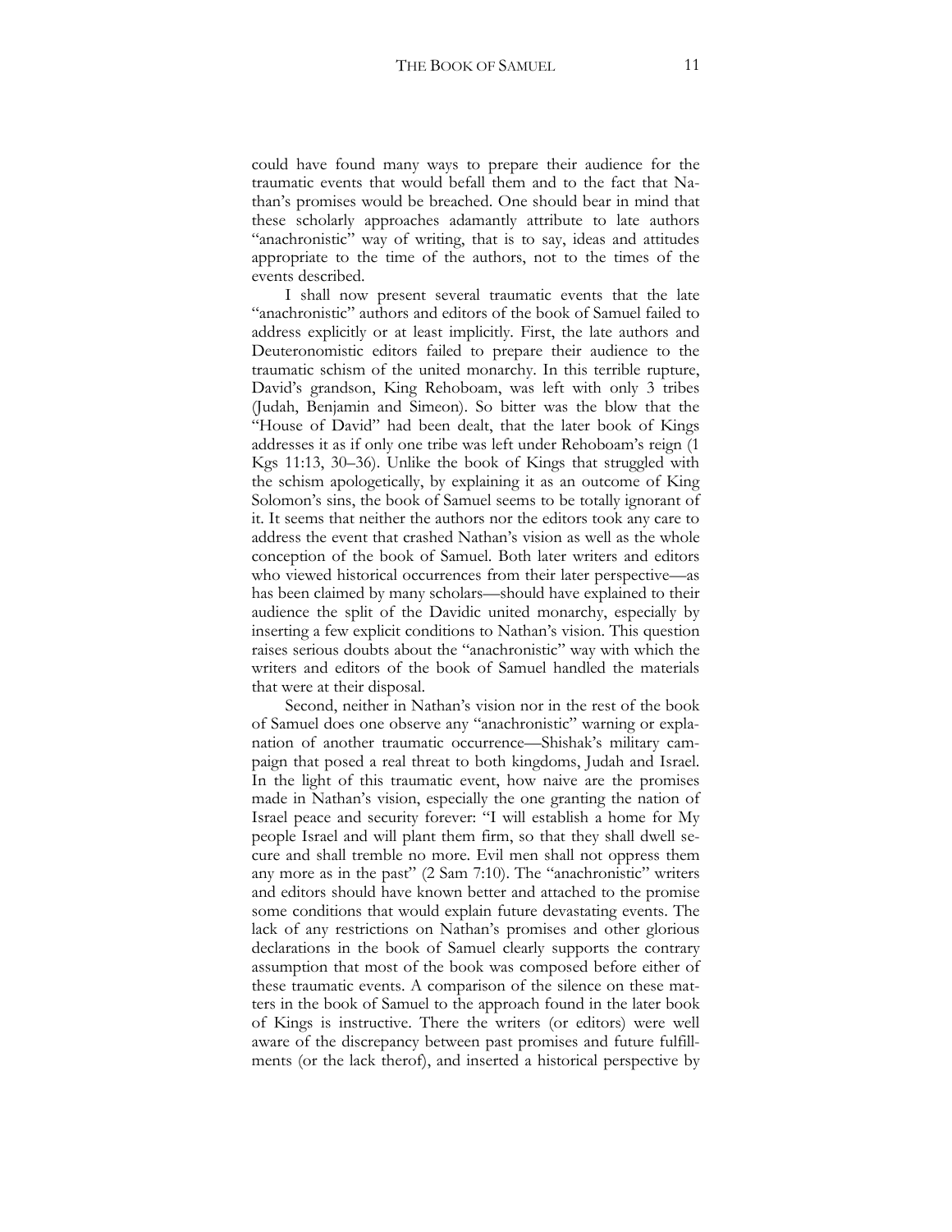could have found many ways to prepare their audience for the traumatic events that would befall them and to the fact that Nathan's promises would be breached. One should bear in mind that these scholarly approaches adamantly attribute to late authors "anachronistic" way of writing, that is to say, ideas and attitudes appropriate to the time of the authors, not to the times of the events described.

I shall now present several traumatic events that the late "anachronistic" authors and editors of the book of Samuel failed to address explicitly or at least implicitly. First, the late authors and Deuteronomistic editors failed to prepare their audience to the traumatic schism of the united monarchy. In this terrible rupture, David's grandson, King Rehoboam, was left with only 3 tribes (Judah, Benjamin and Simeon). So bitter was the blow that the "House of David" had been dealt, that the later book of Kings addresses it as if only one tribe was left under Rehoboam's reign (1 Kgs 11:13, 30–36). Unlike the book of Kings that struggled with the schism apologetically, by explaining it as an outcome of King Solomon's sins, the book of Samuel seems to be totally ignorant of it. It seems that neither the authors nor the editors took any care to address the event that crashed Nathan's vision as well as the whole conception of the book of Samuel. Both later writers and editors who viewed historical occurrences from their later perspective—as has been claimed by many scholars—should have explained to their audience the split of the Davidic united monarchy, especially by inserting a few explicit conditions to Nathan's vision. This question raises serious doubts about the "anachronistic" way with which the writers and editors of the book of Samuel handled the materials that were at their disposal.

Second, neither in Nathan's vision nor in the rest of the book of Samuel does one observe any "anachronistic" warning or explanation of another traumatic occurrence—Shishak's military campaign that posed a real threat to both kingdoms, Judah and Israel. In the light of this traumatic event, how naive are the promises made in Nathan's vision, especially the one granting the nation of Israel peace and security forever: "I will establish a home for My people Israel and will plant them firm, so that they shall dwell secure and shall tremble no more. Evil men shall not oppress them any more as in the past" (2 Sam 7:10). The "anachronistic" writers and editors should have known better and attached to the promise some conditions that would explain future devastating events. The lack of any restrictions on Nathan's promises and other glorious declarations in the book of Samuel clearly supports the contrary assumption that most of the book was composed before either of these traumatic events. A comparison of the silence on these matters in the book of Samuel to the approach found in the later book of Kings is instructive. There the writers (or editors) were well aware of the discrepancy between past promises and future fulfillments (or the lack therof), and inserted a historical perspective by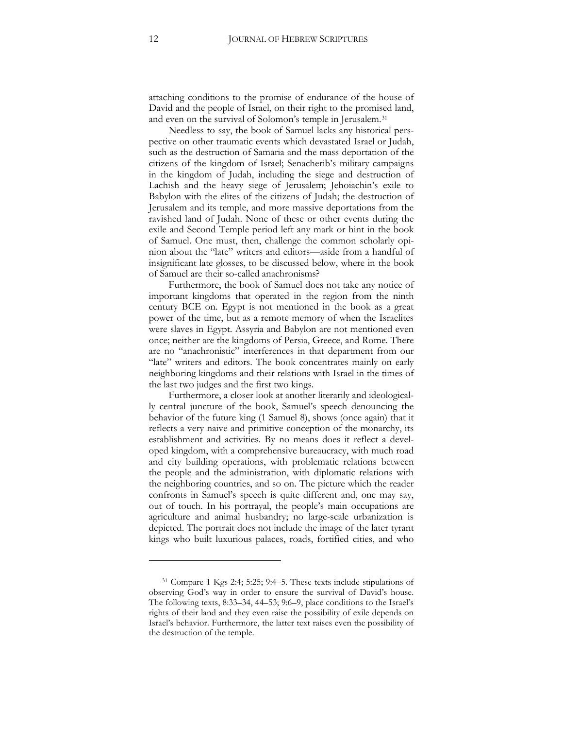attaching conditions to the promise of endurance of the house of David and the people of Israel, on their right to the promised land, and even on the survival of Solomon's temple in Jerusalem.[31]

Needless to say, the book of Samuel lacks any historical perspective on other traumatic events which devastated Israel or Judah, such as the destruction of Samaria and the mass deportation of the citizens of the kingdom of Israel; Senacherib's military campaigns in the kingdom of Judah, including the siege and destruction of Lachish and the heavy siege of Jerusalem; Jehoiachin's exile to Babylon with the elites of the citizens of Judah; the destruction of Jerusalem and its temple, and more massive deportations from the ravished land of Judah. None of these or other events during the exile and Second Temple period left any mark or hint in the book of Samuel. One must, then, challenge the common scholarly opinion about the "late" writers and editors—aside from a handful of insignificant late glosses, to be discussed below, where in the book of Samuel are their so-called anachronisms?

Furthermore, the book of Samuel does not take any notice of important kingdoms that operated in the region from the ninth century BCE on. Egypt is not mentioned in the book as a great power of the time, but as a remote memory of when the Israelites were slaves in Egypt. Assyria and Babylon are not mentioned even once; neither are the kingdoms of Persia, Greece, and Rome. There are no "anachronistic" interferences in that department from our "late" writers and editors. The book concentrates mainly on early neighboring kingdoms and their relations with Israel in the times of the last two judges and the first two kings.

Furthermore, a closer look at another literarily and ideologically central juncture of the book, Samuel's speech denouncing the behavior of the future king (1 Samuel 8), shows (once again) that it reflects a very naive and primitive conception of the monarchy, its establishment and activities. By no means does it reflect a developed kingdom, with a comprehensive bureaucracy, with much road and city building operations, with problematic relations between the people and the administration, with diplomatic relations with the neighboring countries, and so on. The picture which the reader confronts in Samuel's speech is quite different and, one may say, out of touch. In his portrayal, the people's main occupations are agriculture and animal husbandry; no large-scale urbanization is depicted. The portrait does not include the image of the later tyrant kings who built luxurious palaces, roads, fortified cities, and who

---

[31] Compare 1 Kgs 2:4; 5:25; 9:4–5. These texts include stipulations of observing God's way in order to ensure the survival of David's house. The following texts, 8:33–34, 44–53; 9:6–9, place conditions to the Israel's rights of their land and they even raise the possibility of exile depends on Israel's behavior. Furthermore, the latter text raises even the possibility of the destruction of the temple.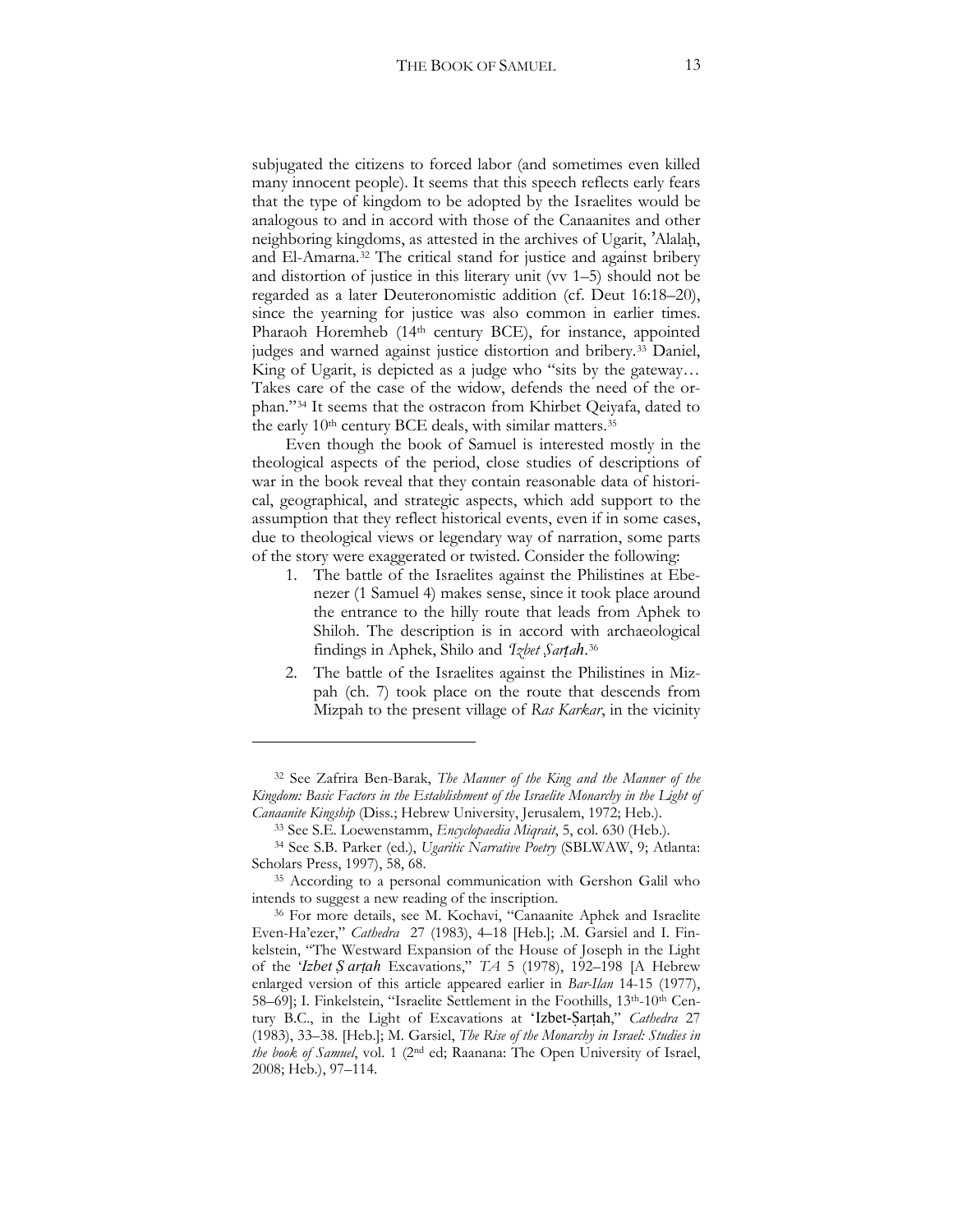subjugated the citizens to forced labor (and sometimes even killed many innocent people). It seems that this speech reflects early fears that the type of kingdom to be adopted by the Israelites would be analogous to and in accord with those of the Canaanites and other neighboring kingdoms, as attested in the archives of Ugarit, ʾAlalaḥ, and El-Amarna.[32] The critical stand for justice and against bribery and distortion of justice in this literary unit (vv 1–5) should not be regarded as a later Deuteronomistic addition (cf. Deut 16:18–20), since the yearning for justice was also common in earlier times. Pharaoh Horemheb (14th century BCE), for instance, appointed judges and warned against justice distortion and bribery.[33] Daniel, King of Ugarit, is depicted as a judge who "sits by the gateway… Takes care of the case of the widow, defends the need of the orphan."[34] It seems that the ostracon from Khirbet Qeiyafa, dated to the early 10th century BCE deals, with similar matters.[35]

Even though the book of Samuel is interested mostly in the theological aspects of the period, close studies of descriptions of war in the book reveal that they contain reasonable data of historical, geographical, and strategic aspects, which add support to the assumption that they reflect historical events, even if in some cases, due to theological views or legendary way of narration, some parts of the story were exaggerated or twisted. Consider the following:

1. The battle of the Israelites against the Philistines at Ebenezer (1 Samuel 4) makes sense, since it took place around the entrance to the hilly route that leads from Aphek to Shiloh. The description is in accord with archaeological findings in Aphek, Shilo and *ʿIzbet Ṣarṭah*.[36]
2. The battle of the Israelites against the Philistines in Mizpah (ch. 7) took place on the route that descends from Mizpah to the present village of *Ras Karkar*, in the vicinity

---

[32] See Zafrira Ben-Barak, *The Manner of the King and the Manner of the Kingdom: Basic Factors in the Establishment of the Israelite Monarchy in the Light of Canaanite Kingship* (Diss.; Hebrew University, Jerusalem, 1972; Heb.).

[33] See S.E. Loewenstamm, *Encyclopaedia Miqrait*, 5, col. 630 (Heb.).

[34] See S.B. Parker (ed.), *Ugaritic Narrative Poetry* (SBLWAW, 9; Atlanta: Scholars Press, 1997), 58, 68.

[35] According to a personal communication with Gershon Galil who intends to suggest a new reading of the inscription.

[36] For more details, see M. Kochavi, "Canaanite Aphek and Israelite Even-Ha'ezer," *Cathedra* 27 (1983), 4–18 [Heb.]; .M. Garsiel and I. Finkelstein, "The Westward Expansion of the House of Joseph in the Light of the *ʿIzbet Ṣ arṭah* Excavations," *TA* 5 (1978), 192–198 [A Hebrew enlarged version of this article appeared earlier in *Bar-Ilan* 14-15 (1977), 58–69]; I. Finkelstein, "Israelite Settlement in the Foothills, 13th-10th Century B.C., in the Light of Excavations at ʿIzbet-Ṣarṭah," *Cathedra* 27 (1983), 33–38. [Heb.]; M. Garsiel, *The Rise of the Monarchy in Israel: Studies in the book of Samuel*, vol. 1 (2nd ed; Raanana: The Open University of Israel, 2008; Heb.), 97–114.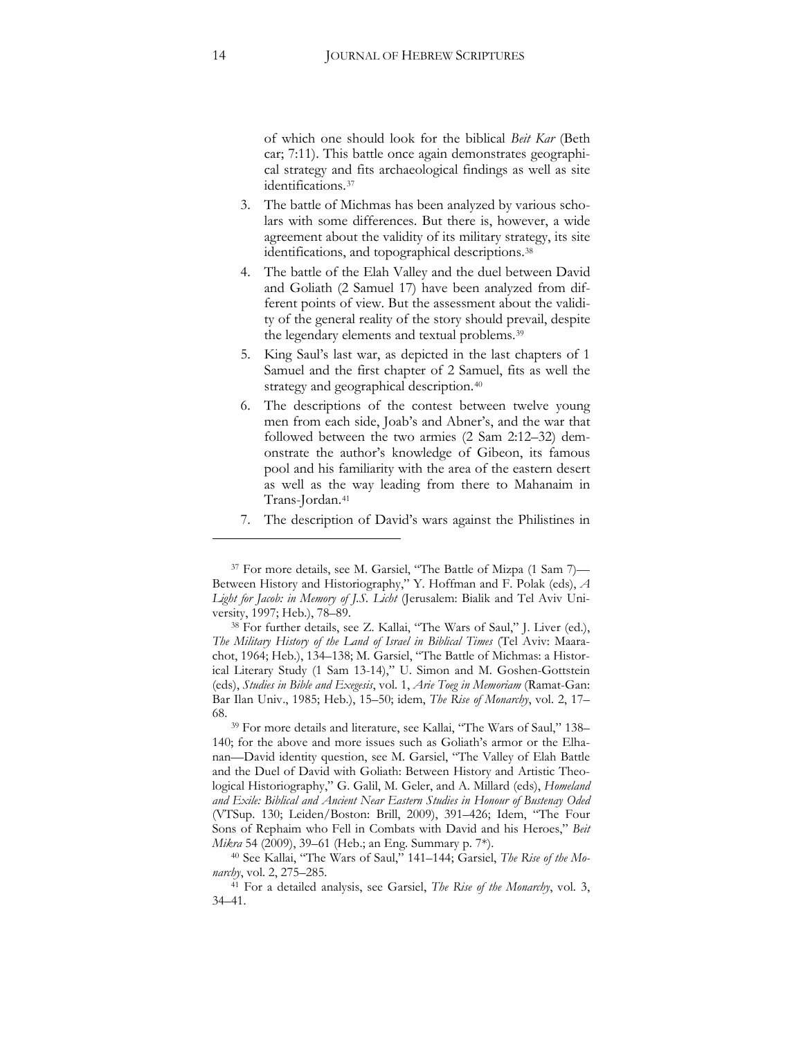of which one should look for the biblical *Beit Kar* (Beth car; 7:11). This battle once again demonstrates geographical strategy and fits archaeological findings as well as site identifications.[37]

3. The battle of Michmas has been analyzed by various scholars with some differences. But there is, however, a wide agreement about the validity of its military strategy, its site identifications, and topographical descriptions.[38]
4. The battle of the Elah Valley and the duel between David and Goliath (2 Samuel 17) have been analyzed from different points of view. But the assessment about the validity of the general reality of the story should prevail, despite the legendary elements and textual problems.[39]
5. King Saul's last war, as depicted in the last chapters of 1 Samuel and the first chapter of 2 Samuel, fits as well the strategy and geographical description.[40]
6. The descriptions of the contest between twelve young men from each side, Joab's and Abner's, and the war that followed between the two armies (2 Sam 2:12–32) demonstrate the author's knowledge of Gibeon, its famous pool and his familiarity with the area of the eastern desert as well as the way leading from there to Mahanaim in Trans-Jordan.[41]
7. The description of David's wars against the Philistines in

---

[37] For more details, see M. Garsiel, "The Battle of Mizpa (1 Sam 7)—Between History and Historiography," Y. Hoffman and F. Polak (eds), *A Light for Jacob: in Memory of J.S. Licht* (Jerusalem: Bialik and Tel Aviv University, 1997; Heb.), 78–89.

[38] For further details, see Z. Kallai, "The Wars of Saul," J. Liver (ed.), *The Military History of the Land of Israel in Biblical Times* (Tel Aviv: Maarachot, 1964; Heb.), 134–138; M. Garsiel, "The Battle of Michmas: a Historical Literary Study (1 Sam 13-14)," U. Simon and M. Goshen-Gottstein (eds), *Studies in Bible and Exegesis*, vol. 1, *Arie Toeg in Memoriam* (Ramat-Gan: Bar Ilan Univ., 1985; Heb.), 15–50; idem, *The Rise of Monarchy*, vol. 2, 17–68.

[39] For more details and literature, see Kallai, "The Wars of Saul," 138–140; for the above and more issues such as Goliath's armor or the Elhanan—David identity question, see M. Garsiel, "The Valley of Elah Battle and the Duel of David with Goliath: Between History and Artistic Theological Historiography," G. Galil, M. Geler, and A. Millard (eds), *Homeland and Exile: Biblical and Ancient Near Eastern Studies in Honour of Bustenay Oded* (VTSup. 130; Leiden/Boston: Brill, 2009), 391–426; Idem, "The Four Sons of Rephaim who Fell in Combats with David and his Heroes," *Beit Mikra* 54 (2009), 39–61 (Heb.; an Eng. Summary p. 7*).

[40] See Kallai, "The Wars of Saul," 141–144; Garsiel, *The Rise of the Monarchy*, vol. 2, 275–285.

[41] For a detailed analysis, see Garsiel, *The Rise of the Monarchy*, vol. 3, 34–41.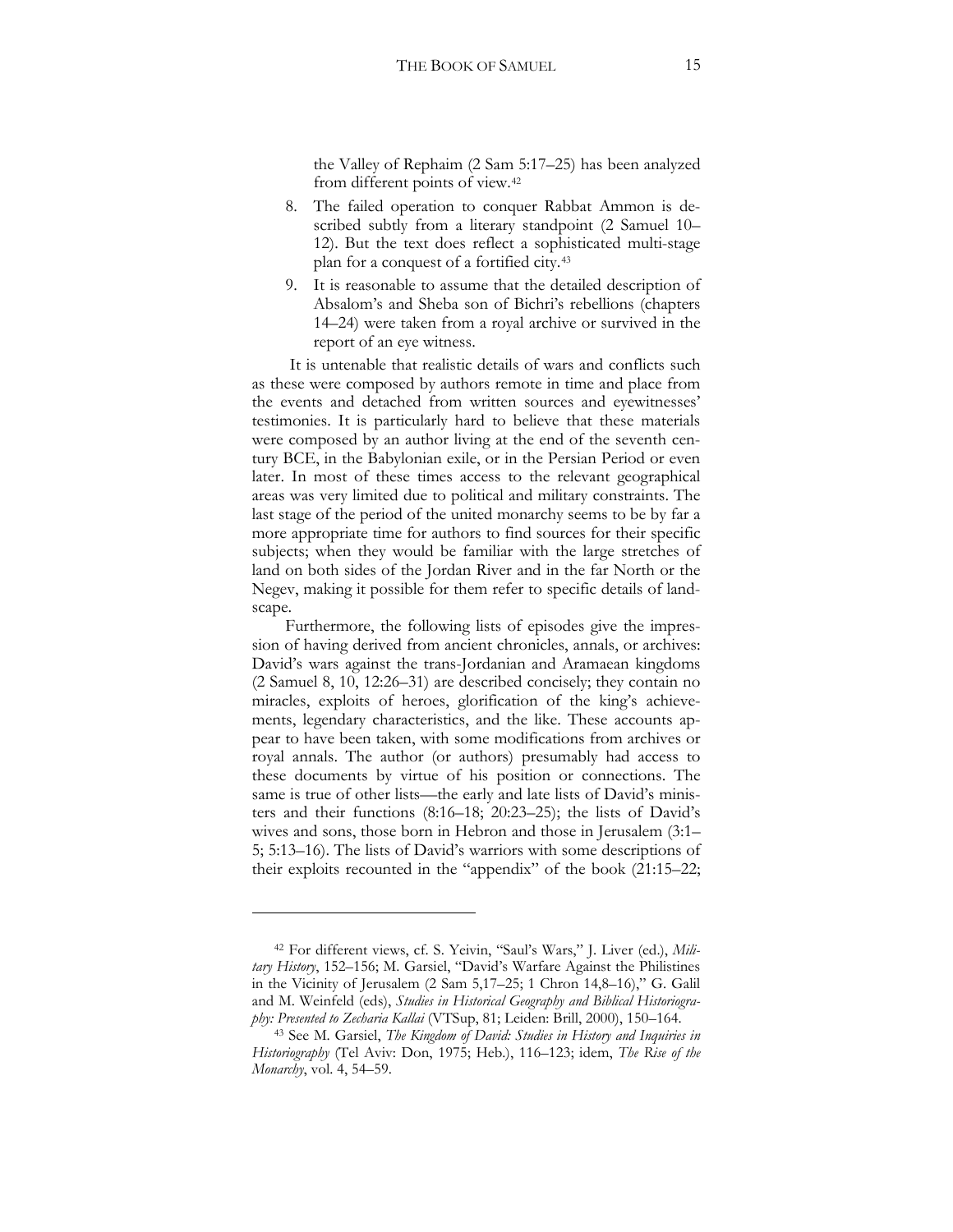the Valley of Rephaim (2 Sam 5:17–25) has been analyzed from different points of view.[42]

8. The failed operation to conquer Rabbat Ammon is described subtly from a literary standpoint (2 Samuel 10–12). But the text does reflect a sophisticated multi-stage plan for a conquest of a fortified city.[43]
9. It is reasonable to assume that the detailed description of Absalom's and Sheba son of Bichri's rebellions (chapters 14–24) were taken from a royal archive or survived in the report of an eye witness.

It is untenable that realistic details of wars and conflicts such as these were composed by authors remote in time and place from the events and detached from written sources and eyewitnesses' testimonies. It is particularly hard to believe that these materials were composed by an author living at the end of the seventh century BCE, in the Babylonian exile, or in the Persian Period or even later. In most of these times access to the relevant geographical areas was very limited due to political and military constraints. The last stage of the period of the united monarchy seems to be by far a more appropriate time for authors to find sources for their specific subjects; when they would be familiar with the large stretches of land on both sides of the Jordan River and in the far North or the Negev, making it possible for them refer to specific details of landscape.

Furthermore, the following lists of episodes give the impression of having derived from ancient chronicles, annals, or archives: David's wars against the trans-Jordanian and Aramaean kingdoms (2 Samuel 8, 10, 12:26–31) are described concisely; they contain no miracles, exploits of heroes, glorification of the king's achievements, legendary characteristics, and the like. These accounts appear to have been taken, with some modifications from archives or royal annals. The author (or authors) presumably had access to these documents by virtue of his position or connections. The same is true of other lists—the early and late lists of David's ministers and their functions (8:16–18; 20:23–25); the lists of David's wives and sons, those born in Hebron and those in Jerusalem (3:1–5; 5:13–16). The lists of David's warriors with some descriptions of their exploits recounted in the "appendix" of the book (21:15–22;

---

[42] For different views, cf. S. Yeivin, "Saul's Wars," J. Liver (ed.), *Military History*, 152–156; M. Garsiel, "David's Warfare Against the Philistines in the Vicinity of Jerusalem (2 Sam 5,17–25; 1 Chron 14,8–16)," G. Galil and M. Weinfeld (eds), *Studies in Historical Geography and Biblical Historiography: Presented to Zecharia Kallai* (VTSup, 81; Leiden: Brill, 2000), 150–164.

[43] See M. Garsiel, *The Kingdom of David: Studies in History and Inquiries in Historiography* (Tel Aviv: Don, 1975; Heb.), 116–123; idem, *The Rise of the Monarchy*, vol. 4, 54–59.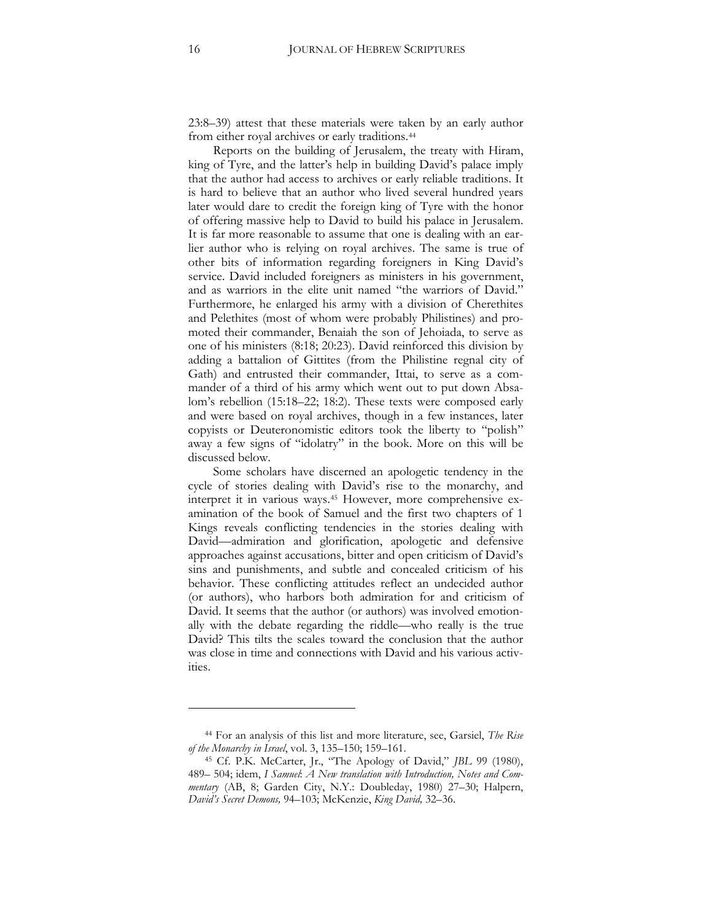23:8–39) attest that these materials were taken by an early author from either royal archives or early traditions.[44]

Reports on the building of Jerusalem, the treaty with Hiram, king of Tyre, and the latter's help in building David's palace imply that the author had access to archives or early reliable traditions. It is hard to believe that an author who lived several hundred years later would dare to credit the foreign king of Tyre with the honor of offering massive help to David to build his palace in Jerusalem. It is far more reasonable to assume that one is dealing with an earlier author who is relying on royal archives. The same is true of other bits of information regarding foreigners in King David's service. David included foreigners as ministers in his government, and as warriors in the elite unit named "the warriors of David." Furthermore, he enlarged his army with a division of Cherethites and Pelethites (most of whom were probably Philistines) and promoted their commander, Benaiah the son of Jehoiada, to serve as one of his ministers (8:18; 20:23). David reinforced this division by adding a battalion of Gittites (from the Philistine regnal city of Gath) and entrusted their commander, Ittai, to serve as a commander of a third of his army which went out to put down Absalom's rebellion (15:18–22; 18:2). These texts were composed early and were based on royal archives, though in a few instances, later copyists or Deuteronomistic editors took the liberty to "polish" away a few signs of "idolatry" in the book. More on this will be discussed below.

Some scholars have discerned an apologetic tendency in the cycle of stories dealing with David's rise to the monarchy, and interpret it in various ways.[45] However, more comprehensive examination of the book of Samuel and the first two chapters of 1 Kings reveals conflicting tendencies in the stories dealing with David—admiration and glorification, apologetic and defensive approaches against accusations, bitter and open criticism of David's sins and punishments, and subtle and concealed criticism of his behavior. These conflicting attitudes reflect an undecided author (or authors), who harbors both admiration for and criticism of David. It seems that the author (or authors) was involved emotionally with the debate regarding the riddle—who really is the true David? This tilts the scales toward the conclusion that the author was close in time and connections with David and his various activities.

---

[44] For an analysis of this list and more literature, see, Garsiel, *The Rise of the Monarchy in Israel*, vol. 3, 135–150; 159–161.

[45] Cf. P.K. McCarter, Jr., "The Apology of David," *JBL* 99 (1980), 489– 504; idem, *I Samuel: A New translation with Introduction, Notes and Commentary* (AB, 8; Garden City, N.Y.: Doubleday, 1980) 27–30; Halpern, *David's Secret Demons,* 94–103; McKenzie, *King David,* 32–36.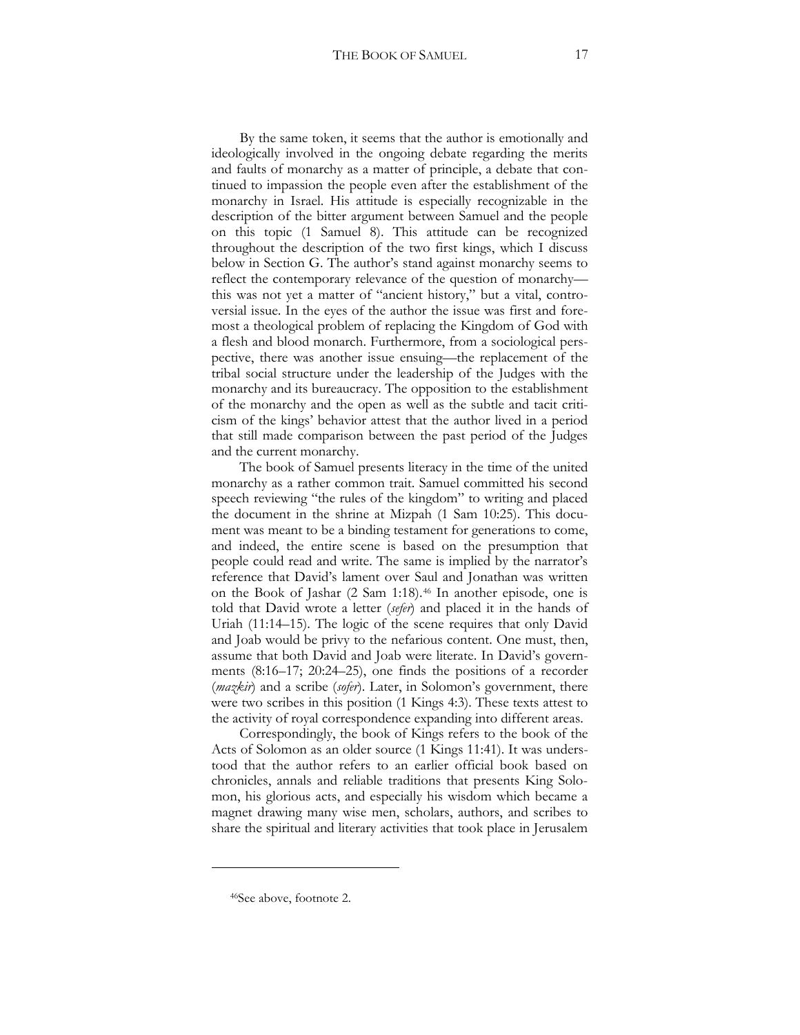By the same token, it seems that the author is emotionally and ideologically involved in the ongoing debate regarding the merits and faults of monarchy as a matter of principle, a debate that continued to impassion the people even after the establishment of the monarchy in Israel. His attitude is especially recognizable in the description of the bitter argument between Samuel and the people on this topic (1 Samuel 8). This attitude can be recognized throughout the description of the two first kings, which I discuss below in Section G. The author's stand against monarchy seems to reflect the contemporary relevance of the question of monarchy—this was not yet a matter of "ancient history," but a vital, controversial issue. In the eyes of the author the issue was first and foremost a theological problem of replacing the Kingdom of God with a flesh and blood monarch. Furthermore, from a sociological perspective, there was another issue ensuing—the replacement of the tribal social structure under the leadership of the Judges with the monarchy and its bureaucracy. The opposition to the establishment of the monarchy and the open as well as the subtle and tacit criticism of the kings' behavior attest that the author lived in a period that still made comparison between the past period of the Judges and the current monarchy.

The book of Samuel presents literacy in the time of the united monarchy as a rather common trait. Samuel committed his second speech reviewing "the rules of the kingdom" to writing and placed the document in the shrine at Mizpah (1 Sam 10:25). This document was meant to be a binding testament for generations to come, and indeed, the entire scene is based on the presumption that people could read and write. The same is implied by the narrator's reference that David's lament over Saul and Jonathan was written on the Book of Jashar (2 Sam 1:18).[46] In another episode, one is told that David wrote a letter (*sefer*) and placed it in the hands of Uriah (11:14–15). The logic of the scene requires that only David and Joab would be privy to the nefarious content. One must, then, assume that both David and Joab were literate. In David's governments (8:16–17; 20:24–25), one finds the positions of a recorder (*mazkir*) and a scribe (*sofer*). Later, in Solomon's government, there were two scribes in this position (1 Kings 4:3). These texts attest to the activity of royal correspondence expanding into different areas.

Correspondingly, the book of Kings refers to the book of the Acts of Solomon as an older source (1 Kings 11:41). It was understood that the author refers to an earlier official book based on chronicles, annals and reliable traditions that presents King Solomon, his glorious acts, and especially his wisdom which became a magnet drawing many wise men, scholars, authors, and scribes to share the spiritual and literary activities that took place in Jerusalem

[46] See above, footnote 2.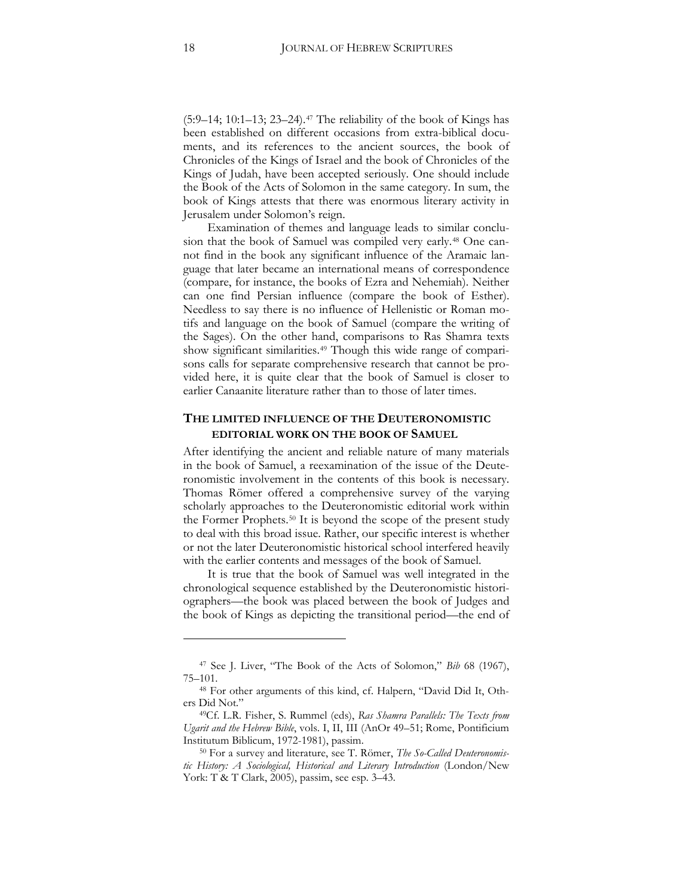(5:9–14; 10:1–13; 23–24).[47] The reliability of the book of Kings has been established on different occasions from extra-biblical documents, and its references to the ancient sources, the book of Chronicles of the Kings of Israel and the book of Chronicles of the Kings of Judah, have been accepted seriously. One should include the Book of the Acts of Solomon in the same category. In sum, the book of Kings attests that there was enormous literary activity in Jerusalem under Solomon's reign.

Examination of themes and language leads to similar conclusion that the book of Samuel was compiled very early.[48] One cannot find in the book any significant influence of the Aramaic language that later became an international means of correspondence (compare, for instance, the books of Ezra and Nehemiah). Neither can one find Persian influence (compare the book of Esther). Needless to say there is no influence of Hellenistic or Roman motifs and language on the book of Samuel (compare the writing of the Sages). On the other hand, comparisons to Ras Shamra texts show significant similarities.[49] Though this wide range of comparisons calls for separate comprehensive research that cannot be provided here, it is quite clear that the book of Samuel is closer to earlier Canaanite literature rather than to those of later times.

## THE LIMITED INFLUENCE OF THE DEUTERONOMISTIC EDITORIAL WORK ON THE BOOK OF SAMUEL

After identifying the ancient and reliable nature of many materials in the book of Samuel, a reexamination of the issue of the Deuteronomistic involvement in the contents of this book is necessary. Thomas Römer offered a comprehensive survey of the varying scholarly approaches to the Deuteronomistic editorial work within the Former Prophets.[50] It is beyond the scope of the present study to deal with this broad issue. Rather, our specific interest is whether or not the later Deuteronomistic historical school interfered heavily with the earlier contents and messages of the book of Samuel.

It is true that the book of Samuel was well integrated in the chronological sequence established by the Deuteronomistic historiographers—the book was placed between the book of Judges and the book of Kings as depicting the transitional period—the end of

---

[47] See J. Liver, "The Book of the Acts of Solomon," *Bib* 68 (1967), 75–101.

[48] For other arguments of this kind, cf. Halpern, "David Did It, Others Did Not."

[49] Cf. L.R. Fisher, S. Rummel (eds), *Ras Shamra Parallels: The Texts from Ugarit and the Hebrew Bible*, vols. I, II, III (AnOr 49–51; Rome, Pontificium Institutum Biblicum, 1972-1981), passim.

[50] For a survey and literature, see T. Römer, *The So-Called Deuteronomistic History: A Sociological, Historical and Literary Introduction* (London/New York: T & T Clark, 2005), passim, see esp. 3–43.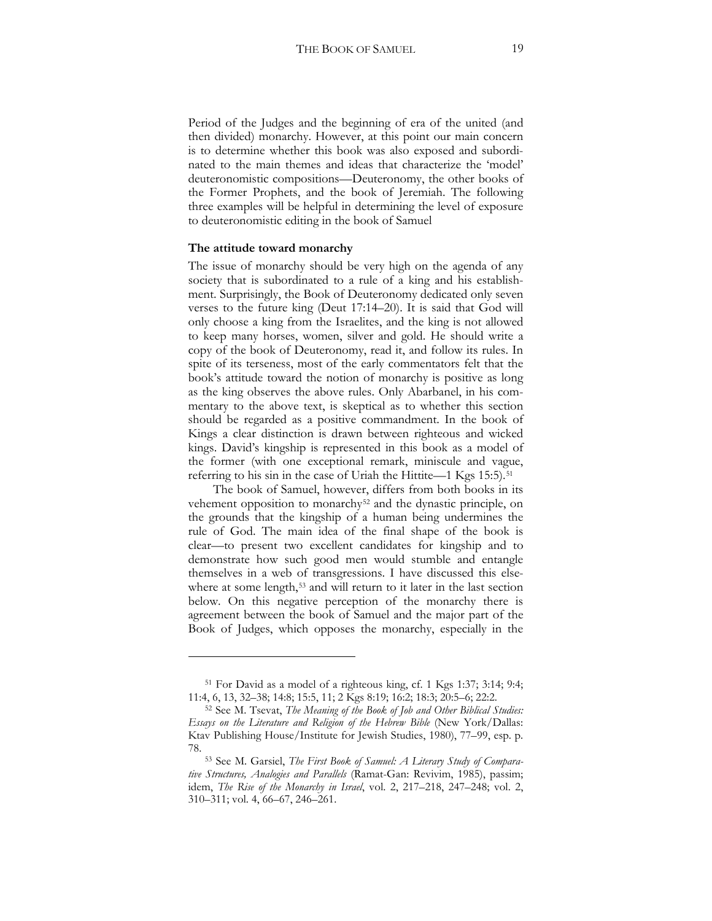Period of the Judges and the beginning of era of the united (and then divided) monarchy. However, at this point our main concern is to determine whether this book was also exposed and subordinated to the main themes and ideas that characterize the 'model' deuteronomistic compositions—Deuteronomy, the other books of the Former Prophets, and the book of Jeremiah. The following three examples will be helpful in determining the level of exposure to deuteronomistic editing in the book of Samuel

### The attitude toward monarchy

The issue of monarchy should be very high on the agenda of any society that is subordinated to a rule of a king and his establishment. Surprisingly, the Book of Deuteronomy dedicated only seven verses to the future king (Deut 17:14–20). It is said that God will only choose a king from the Israelites, and the king is not allowed to keep many horses, women, silver and gold. He should write a copy of the book of Deuteronomy, read it, and follow its rules. In spite of its terseness, most of the early commentators felt that the book's attitude toward the notion of monarchy is positive as long as the king observes the above rules. Only Abarbanel, in his commentary to the above text, is skeptical as to whether this section should be regarded as a positive commandment. In the book of Kings a clear distinction is drawn between righteous and wicked kings. David's kingship is represented in this book as a model of the former (with one exceptional remark, miniscule and vague, referring to his sin in the case of Uriah the Hittite—1 Kgs 15:5).[51]

The book of Samuel, however, differs from both books in its vehement opposition to monarchy[52] and the dynastic principle, on the grounds that the kingship of a human being undermines the rule of God. The main idea of the final shape of the book is clear—to present two excellent candidates for kingship and to demonstrate how such good men would stumble and entangle themselves in a web of transgressions. I have discussed this elsewhere at some length,[53] and will return to it later in the last section below. On this negative perception of the monarchy there is agreement between the book of Samuel and the major part of the Book of Judges, which opposes the monarchy, especially in the

---

[51] For David as a model of a righteous king, cf. 1 Kgs 1:37; 3:14; 9:4; 11:4, 6, 13, 32–38; 14:8; 15:5, 11; 2 Kgs 8:19; 16:2; 18:3; 20:5–6; 22:2.

[52] See M. Tsevat, *The Meaning of the Book of Job and Other Biblical Studies: Essays on the Literature and Religion of the Hebrew Bible* (New York/Dallas: Ktav Publishing House/Institute for Jewish Studies, 1980), 77–99, esp. p. 78.

[53] See M. Garsiel, *The First Book of Samuel: A Literary Study of Comparative Structures, Analogies and Parallels* (Ramat-Gan: Revivim, 1985), passim; idem, *The Rise of the Monarchy in Israel*, vol. 2, 217–218, 247–248; vol. 2, 310–311; vol. 4, 66–67, 246–261.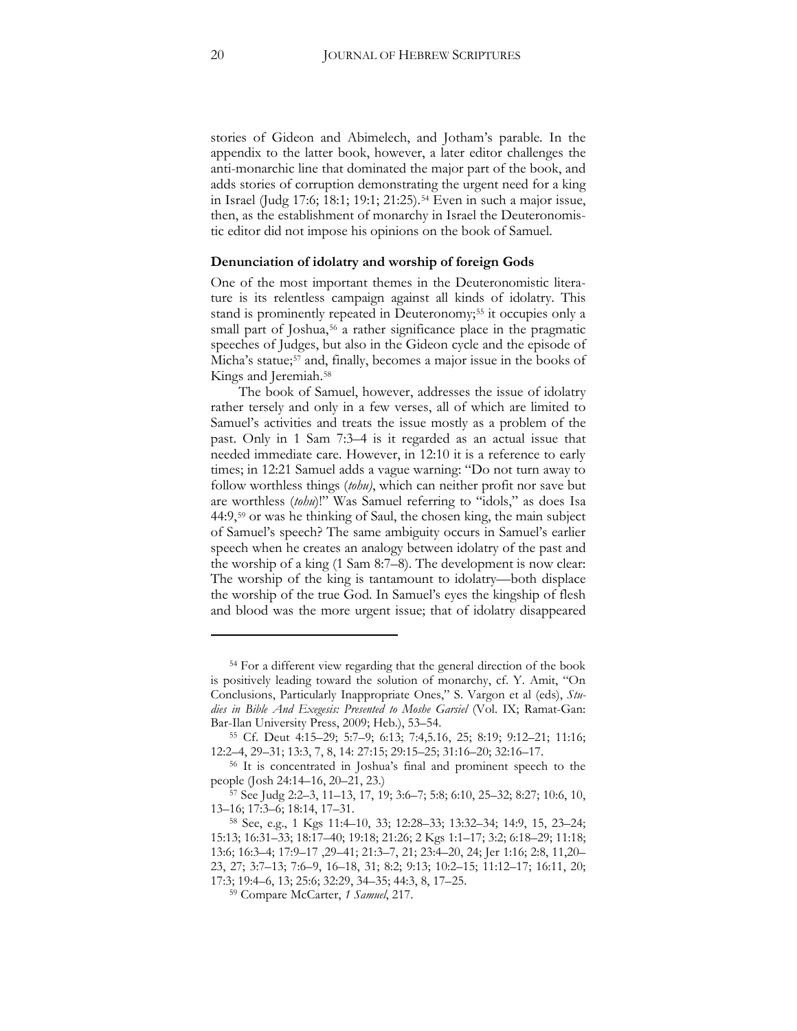stories of Gideon and Abimelech, and Jotham's parable. In the appendix to the latter book, however, a later editor challenges the anti-monarchic line that dominated the major part of the book, and adds stories of corruption demonstrating the urgent need for a king in Israel (Judg 17:6; 18:1; 19:1; 21:25).[54] Even in such a major issue, then, as the establishment of monarchy in Israel the Deuteronomistic editor did not impose his opinions on the book of Samuel.

**Denunciation of idolatry and worship of foreign Gods**

One of the most important themes in the Deuteronomistic literature is its relentless campaign against all kinds of idolatry. This stand is prominently repeated in Deuteronomy;[55] it occupies only a small part of Joshua,[56] a rather significance place in the pragmatic speeches of Judges, but also in the Gideon cycle and the episode of Micha's statue;[57] and, finally, becomes a major issue in the books of Kings and Jeremiah.[58]

The book of Samuel, however, addresses the issue of idolatry rather tersely and only in a few verses, all of which are limited to Samuel's activities and treats the issue mostly as a problem of the past. Only in 1 Sam 7:3–4 is it regarded as an actual issue that needed immediate care. However, in 12:10 it is a reference to early times; in 12:21 Samuel adds a vague warning: "Do not turn away to follow worthless things (*tohu)*, which can neither profit nor save but are worthless (*tohu*)!" Was Samuel referring to "idols," as does Isa 44:9,[59] or was he thinking of Saul, the chosen king, the main subject of Samuel's speech? The same ambiguity occurs in Samuel's earlier speech when he creates an analogy between idolatry of the past and the worship of a king (1 Sam 8:7–8). The development is now clear: The worship of the king is tantamount to idolatry—both displace the worship of the true God. In Samuel's eyes the kingship of flesh and blood was the more urgent issue; that of idolatry disappeared

---

[54] For a different view regarding that the general direction of the book is positively leading toward the solution of monarchy, cf. Y. Amit, "On Conclusions, Particularly Inappropriate Ones," S. Vargon et al (eds), *Studies in Bible And Exegesis: Presented to Moshe Garsiel* (Vol. IX; Ramat-Gan: Bar-Ilan University Press, 2009; Heb.), 53–54.

[55] Cf. Deut 4:15–29; 5:7–9; 6:13; 7:4,5.16, 25; 8:19; 9:12–21; 11:16; 12:2–4, 29–31; 13:3, 7, 8, 14: 27:15; 29:15–25; 31:16–20; 32:16–17.

[56] It is concentrated in Joshua's final and prominent speech to the people (Josh 24:14–16, 20–21, 23.)

[57] See Judg 2:2–3, 11–13, 17, 19; 3:6–7; 5:8; 6:10, 25–32; 8:27; 10:6, 10, 13–16; 17:3–6; 18:14, 17–31.

[58] See, e.g., 1 Kgs 11:4–10, 33; 12:28–33; 13:32–34; 14:9, 15, 23–24; 15:13; 16:31–33; 18:17–40; 19:18; 21:26; 2 Kgs 1:1–17; 3:2; 6:18–29; 11:18; 13:6; 16:3–4; 17:9–17 ,29–41; 21:3–7, 21; 23:4–20, 24; Jer 1:16; 2:8, 11,20–23, 27; 3:7–13; 7:6–9, 16–18, 31; 8:2; 9:13; 10:2–15; 11:12–17; 16:11, 20; 17:3; 19:4–6, 13; 25:6; 32:29, 34–35; 44:3, 8, 17–25.

[59] Compare McCarter, *1 Samuel*, 217.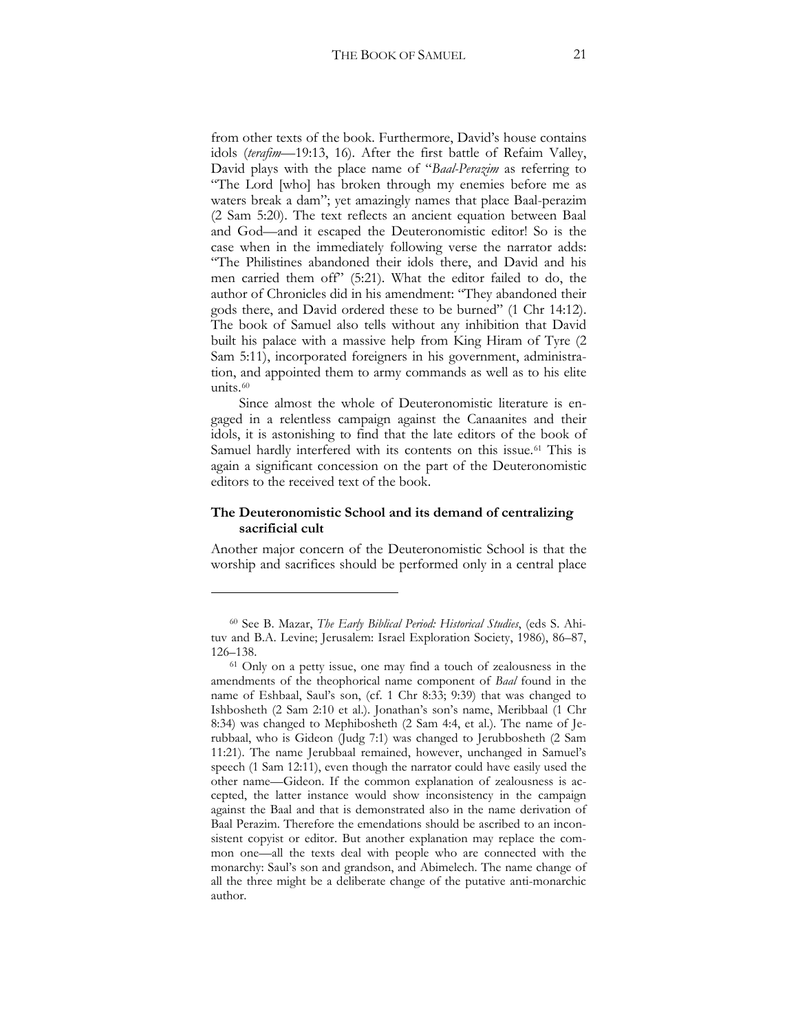from other texts of the book. Furthermore, David's house contains idols (*terafim*—19:13, 16). After the first battle of Refaim Valley, David plays with the place name of "*Baal-Perazim* as referring to "The Lord [who] has broken through my enemies before me as waters break a dam"; yet amazingly names that place Baal-perazim (2 Sam 5:20). The text reflects an ancient equation between Baal and God—and it escaped the Deuteronomistic editor! So is the case when in the immediately following verse the narrator adds: "The Philistines abandoned their idols there, and David and his men carried them off" (5:21). What the editor failed to do, the author of Chronicles did in his amendment: "They abandoned their gods there, and David ordered these to be burned" (1 Chr 14:12). The book of Samuel also tells without any inhibition that David built his palace with a massive help from King Hiram of Tyre (2 Sam 5:11), incorporated foreigners in his government, administration, and appointed them to army commands as well as to his elite units.[60]

Since almost the whole of Deuteronomistic literature is engaged in a relentless campaign against the Canaanites and their idols, it is astonishing to find that the late editors of the book of Samuel hardly interfered with its contents on this issue.[61] This is again a significant concession on the part of the Deuteronomistic editors to the received text of the book.

### The Deuteronomistic School and its demand of centralizing sacrificial cult

Another major concern of the Deuteronomistic School is that the worship and sacrifices should be performed only in a central place

---

[60] See B. Mazar, *The Early Biblical Period: Historical Studies*, (eds S. Ahituv and B.A. Levine; Jerusalem: Israel Exploration Society, 1986), 86–87, 126–138.

[61] Only on a petty issue, one may find a touch of zealousness in the amendments of the theophorical name component of *Baal* found in the name of Eshbaal, Saul's son, (cf. 1 Chr 8:33; 9:39) that was changed to Ishbosheth (2 Sam 2:10 et al.). Jonathan's son's name, Meribbaal (1 Chr 8:34) was changed to Mephibosheth (2 Sam 4:4, et al.). The name of Jerubbaal, who is Gideon (Judg 7:1) was changed to Jerubbosheth (2 Sam 11:21). The name Jerubbaal remained, however, unchanged in Samuel's speech (1 Sam 12:11), even though the narrator could have easily used the other name—Gideon. If the common explanation of zealousness is accepted, the latter instance would show inconsistency in the campaign against the Baal and that is demonstrated also in the name derivation of Baal Perazim. Therefore the emendations should be ascribed to an inconsistent copyist or editor. But another explanation may replace the common one—all the texts deal with people who are connected with the monarchy: Saul's son and grandson, and Abimelech. The name change of all the three might be a deliberate change of the putative anti-monarchic author.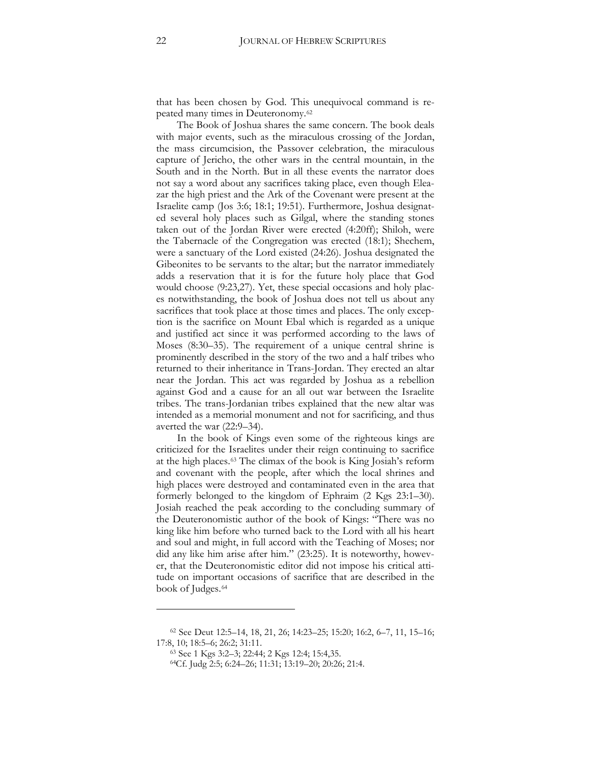that has been chosen by God. This unequivocal command is repeated many times in Deuteronomy.[62]

The Book of Joshua shares the same concern. The book deals with major events, such as the miraculous crossing of the Jordan, the mass circumcision, the Passover celebration, the miraculous capture of Jericho, the other wars in the central mountain, in the South and in the North. But in all these events the narrator does not say a word about any sacrifices taking place, even though Eleazar the high priest and the Ark of the Covenant were present at the Israelite camp (Jos 3:6; 18:1; 19:51). Furthermore, Joshua designated several holy places such as Gilgal, where the standing stones taken out of the Jordan River were erected (4:20ff); Shiloh, were the Tabernacle of the Congregation was erected (18:1); Shechem, were a sanctuary of the Lord existed (24:26). Joshua designated the Gibeonites to be servants to the altar; but the narrator immediately adds a reservation that it is for the future holy place that God would choose (9:23,27). Yet, these special occasions and holy places notwithstanding, the book of Joshua does not tell us about any sacrifices that took place at those times and places. The only exception is the sacrifice on Mount Ebal which is regarded as a unique and justified act since it was performed according to the laws of Moses (8:30–35). The requirement of a unique central shrine is prominently described in the story of the two and a half tribes who returned to their inheritance in Trans-Jordan. They erected an altar near the Jordan. This act was regarded by Joshua as a rebellion against God and a cause for an all out war between the Israelite tribes. The trans-Jordanian tribes explained that the new altar was intended as a memorial monument and not for sacrificing, and thus averted the war (22:9–34).

In the book of Kings even some of the righteous kings are criticized for the Israelites under their reign continuing to sacrifice at the high places.[63] The climax of the book is King Josiah's reform and covenant with the people, after which the local shrines and high places were destroyed and contaminated even in the area that formerly belonged to the kingdom of Ephraim (2 Kgs 23:1–30). Josiah reached the peak according to the concluding summary of the Deuteronomistic author of the book of Kings: "There was no king like him before who turned back to the Lord with all his heart and soul and might, in full accord with the Teaching of Moses; nor did any like him arise after him." (23:25). It is noteworthy, however, that the Deuteronomistic editor did not impose his critical attitude on important occasions of sacrifice that are described in the book of Judges.[64]

---

[62] See Deut 12:5–14, 18, 21, 26; 14:23–25; 15:20; 16:2, 6–7, 11, 15–16; 17:8, 10; 18:5–6; 26:2; 31:11.

[63] See 1 Kgs 3:2–3; 22:44; 2 Kgs 12:4; 15:4,35.

[64] Cf. Judg 2:5; 6:24–26; 11:31; 13:19–20; 20:26; 21:4.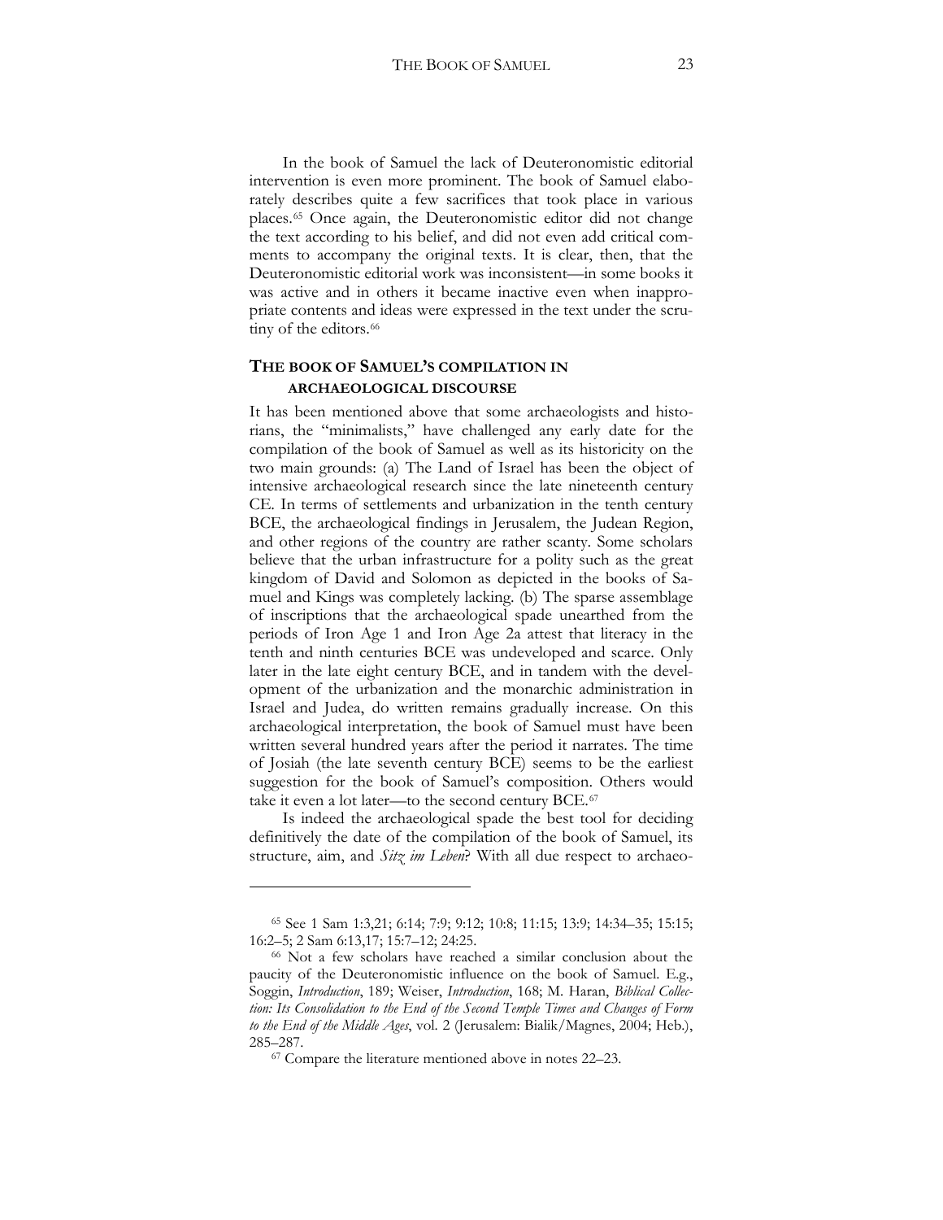In the book of Samuel the lack of Deuteronomistic editorial intervention is even more prominent. The book of Samuel elaborately describes quite a few sacrifices that took place in various places.[65] Once again, the Deuteronomistic editor did not change the text according to his belief, and did not even add critical comments to accompany the original texts. It is clear, then, that the Deuteronomistic editorial work was inconsistent—in some books it was active and in others it became inactive even when inappropriate contents and ideas were expressed in the text under the scrutiny of the editors.[66]

## THE BOOK OF SAMUEL'S COMPILATION IN ARCHAEOLOGICAL DISCOURSE

It has been mentioned above that some archaeologists and historians, the "minimalists," have challenged any early date for the compilation of the book of Samuel as well as its historicity on the two main grounds: (a) The Land of Israel has been the object of intensive archaeological research since the late nineteenth century CE. In terms of settlements and urbanization in the tenth century BCE, the archaeological findings in Jerusalem, the Judean Region, and other regions of the country are rather scanty. Some scholars believe that the urban infrastructure for a polity such as the great kingdom of David and Solomon as depicted in the books of Samuel and Kings was completely lacking. (b) The sparse assemblage of inscriptions that the archaeological spade unearthed from the periods of Iron Age 1 and Iron Age 2a attest that literacy in the tenth and ninth centuries BCE was undeveloped and scarce. Only later in the late eight century BCE, and in tandem with the development of the urbanization and the monarchic administration in Israel and Judea, do written remains gradually increase. On this archaeological interpretation, the book of Samuel must have been written several hundred years after the period it narrates. The time of Josiah (the late seventh century BCE) seems to be the earliest suggestion for the book of Samuel's composition. Others would take it even a lot later—to the second century BCE.[67]

Is indeed the archaeological spade the best tool for deciding definitively the date of the compilation of the book of Samuel, its structure, aim, and *Sitz im Leben*? With all due respect to archaeo-

---

[65] See 1 Sam 1:3,21; 6:14; 7:9; 9:12; 10:8; 11:15; 13:9; 14:34–35; 15:15; 16:2–5; 2 Sam 6:13,17; 15:7–12; 24:25.

[66] Not a few scholars have reached a similar conclusion about the paucity of the Deuteronomistic influence on the book of Samuel. E.g., Soggin, *Introduction*, 189; Weiser, *Introduction*, 168; M. Haran, *Biblical Collection: Its Consolidation to the End of the Second Temple Times and Changes of Form to the End of the Middle Ages*, vol. 2 (Jerusalem: Bialik/Magnes, 2004; Heb.), 285–287.

[67] Compare the literature mentioned above in notes 22–23.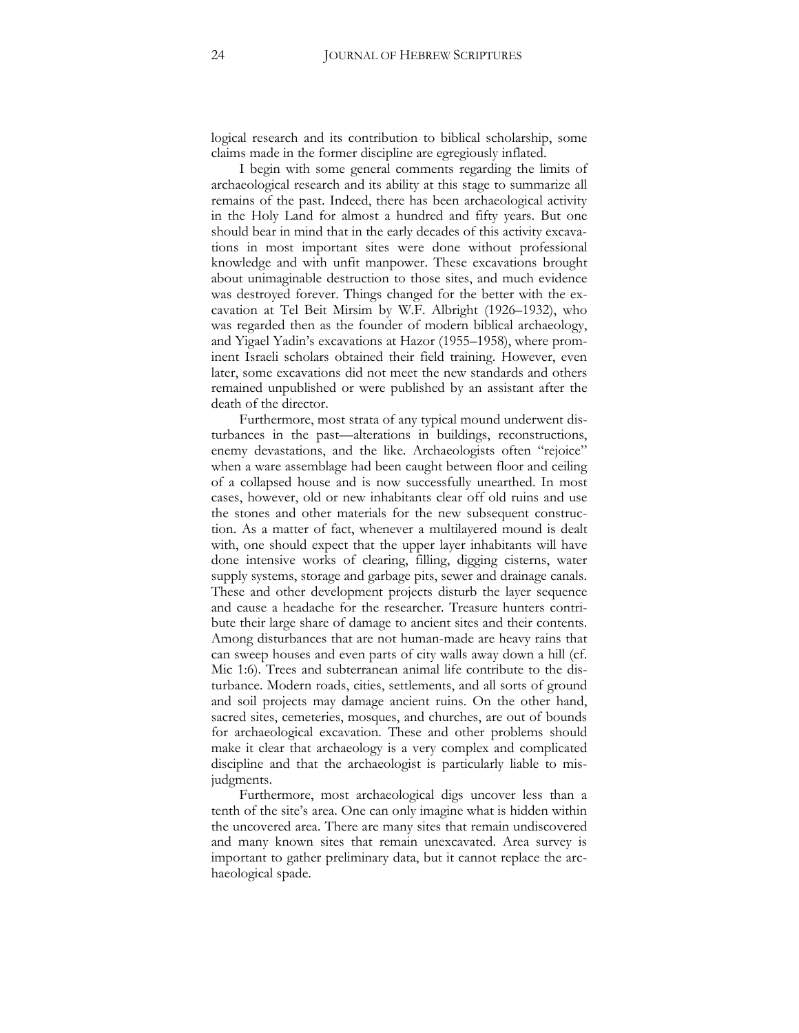logical research and its contribution to biblical scholarship, some claims made in the former discipline are egregiously inflated.

I begin with some general comments regarding the limits of archaeological research and its ability at this stage to summarize all remains of the past. Indeed, there has been archaeological activity in the Holy Land for almost a hundred and fifty years. But one should bear in mind that in the early decades of this activity excavations in most important sites were done without professional knowledge and with unfit manpower. These excavations brought about unimaginable destruction to those sites, and much evidence was destroyed forever. Things changed for the better with the excavation at Tel Beit Mirsim by W.F. Albright (1926–1932), who was regarded then as the founder of modern biblical archaeology, and Yigael Yadin's excavations at Hazor (1955–1958), where prominent Israeli scholars obtained their field training. However, even later, some excavations did not meet the new standards and others remained unpublished or were published by an assistant after the death of the director.

Furthermore, most strata of any typical mound underwent disturbances in the past—alterations in buildings, reconstructions, enemy devastations, and the like. Archaeologists often "rejoice" when a ware assemblage had been caught between floor and ceiling of a collapsed house and is now successfully unearthed. In most cases, however, old or new inhabitants clear off old ruins and use the stones and other materials for the new subsequent construction. As a matter of fact, whenever a multilayered mound is dealt with, one should expect that the upper layer inhabitants will have done intensive works of clearing, filling, digging cisterns, water supply systems, storage and garbage pits, sewer and drainage canals. These and other development projects disturb the layer sequence and cause a headache for the researcher. Treasure hunters contribute their large share of damage to ancient sites and their contents. Among disturbances that are not human-made are heavy rains that can sweep houses and even parts of city walls away down a hill (cf. Mic 1:6). Trees and subterranean animal life contribute to the disturbance. Modern roads, cities, settlements, and all sorts of ground and soil projects may damage ancient ruins. On the other hand, sacred sites, cemeteries, mosques, and churches, are out of bounds for archaeological excavation. These and other problems should make it clear that archaeology is a very complex and complicated discipline and that the archaeologist is particularly liable to misjudgments.

Furthermore, most archaeological digs uncover less than a tenth of the site's area. One can only imagine what is hidden within the uncovered area. There are many sites that remain undiscovered and many known sites that remain unexcavated. Area survey is important to gather preliminary data, but it cannot replace the archaeological spade.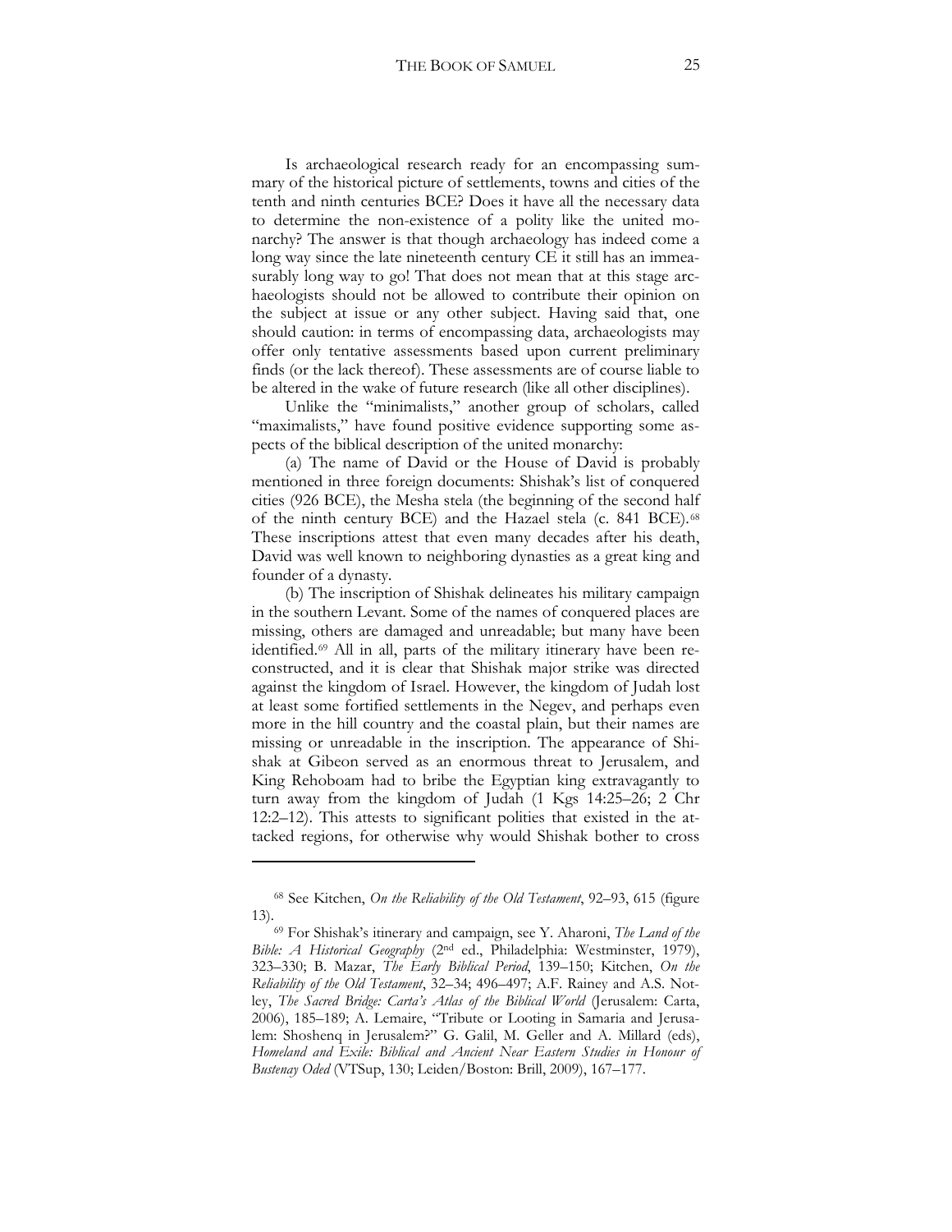Is archaeological research ready for an encompassing summary of the historical picture of settlements, towns and cities of the tenth and ninth centuries BCE? Does it have all the necessary data to determine the non-existence of a polity like the united monarchy? The answer is that though archaeology has indeed come a long way since the late nineteenth century CE it still has an immeasurably long way to go! That does not mean that at this stage archaeologists should not be allowed to contribute their opinion on the subject at issue or any other subject. Having said that, one should caution: in terms of encompassing data, archaeologists may offer only tentative assessments based upon current preliminary finds (or the lack thereof). These assessments are of course liable to be altered in the wake of future research (like all other disciplines).

Unlike the "minimalists," another group of scholars, called "maximalists," have found positive evidence supporting some aspects of the biblical description of the united monarchy:

(a) The name of David or the House of David is probably mentioned in three foreign documents: Shishak's list of conquered cities (926 BCE), the Mesha stela (the beginning of the second half of the ninth century BCE) and the Hazael stela (c. 841 BCE).[68] These inscriptions attest that even many decades after his death, David was well known to neighboring dynasties as a great king and founder of a dynasty.

(b) The inscription of Shishak delineates his military campaign in the southern Levant. Some of the names of conquered places are missing, others are damaged and unreadable; but many have been identified.[69] All in all, parts of the military itinerary have been reconstructed, and it is clear that Shishak major strike was directed against the kingdom of Israel. However, the kingdom of Judah lost at least some fortified settlements in the Negev, and perhaps even more in the hill country and the coastal plain, but their names are missing or unreadable in the inscription. The appearance of Shishak at Gibeon served as an enormous threat to Jerusalem, and King Rehoboam had to bribe the Egyptian king extravagantly to turn away from the kingdom of Judah (1 Kgs 14:25–26; 2 Chr 12:2–12). This attests to significant polities that existed in the attacked regions, for otherwise why would Shishak bother to cross

---

[68] See Kitchen, *On the Reliability of the Old Testament*, 92–93, 615 (figure 13).

[69] For Shishak's itinerary and campaign, see Y. Aharoni, *The Land of the Bible: A Historical Geography* (2nd ed., Philadelphia: Westminster, 1979), 323–330; B. Mazar, *The Early Biblical Period*, 139–150; Kitchen, *On the Reliability of the Old Testament*, 32–34; 496–497; A.F. Rainey and A.S. Notley, *The Sacred Bridge: Carta's Atlas of the Biblical World* (Jerusalem: Carta, 2006), 185–189; A. Lemaire, "Tribute or Looting in Samaria and Jerusalem: Shoshenq in Jerusalem?" G. Galil, M. Geller and A. Millard (eds), *Homeland and Exile: Biblical and Ancient Near Eastern Studies in Honour of Bustenay Oded* (VTSup, 130; Leiden/Boston: Brill, 2009), 167–177.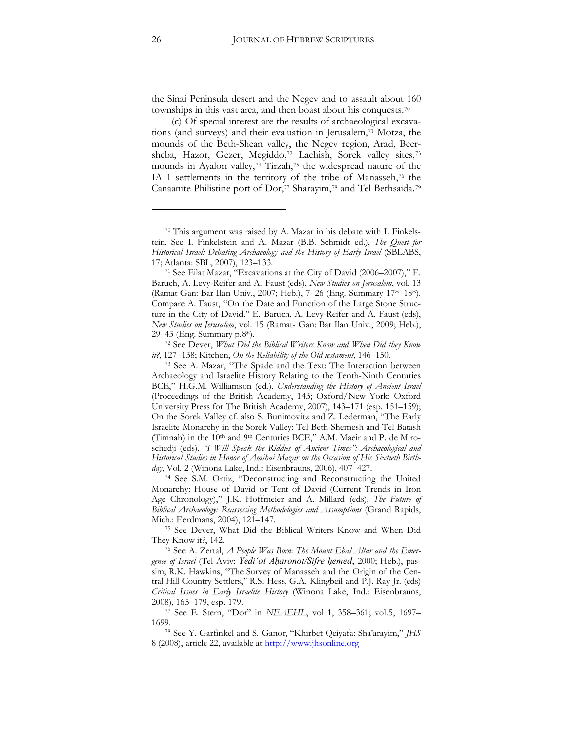the Sinai Peninsula desert and the Negev and to assault about 160 townships in this vast area, and then boast about his conquests.[70]

(c) Of special interest are the results of archaeological excavations (and surveys) and their evaluation in Jerusalem,[71] Motza, the mounds of the Beth-Shean valley, the Negev region, Arad, Beersheba, Hazor, Gezer, Megiddo,[72] Lachish, Sorek valley sites,[73] mounds in Ayalon valley,[74] Tirzah,[75] the widespread nature of the IA 1 settlements in the territory of the tribe of Manasseh,[76] the Canaanite Philistine port of Dor,[77] Sharayim,[78] and Tel Bethsaida.[79]

---

[70] This argument was raised by A. Mazar in his debate with I. Finkelstein. See I. Finkelstein and A. Mazar (B.B. Schmidt ed.), *The Quest for Historical Israel: Debating Archaeology and the History of Early Israel* (SBLABS, 17; Atlanta: SBL, 2007), 123–133.

[71] See Eilat Mazar, "Excavations at the City of David (2006–2007)," E. Baruch, A. Levy-Reifer and A. Faust (eds), *New Studies on Jerusalem*, vol. 13 (Ramat Gan: Bar Ilan Univ., 2007; Heb.), 7–26 (Eng. Summary 17*–18*). Compare A. Faust, "On the Date and Function of the Large Stone Structure in the City of David," E. Baruch, A. Levy-Reifer and A. Faust (eds), *New Studies on Jerusalem*, vol. 15 (Ramat- Gan: Bar Ilan Univ., 2009; Heb.), 29–43 (Eng. Summary p.8*).

[72] See Dever, *What Did the Biblical Writers Know and When Did they Know it?*, 127–138; Kitchen, *On the Reliability of the Old testament*, 146–150.

[73] See A. Mazar, "The Spade and the Text: The Interaction between Archaeology and Israelite History Relating to the Tenth-Ninth Centuries BCE," H.G.M. Williamson (ed.), *Understanding the History of Ancient Israel* (Proceedings of the British Academy, 143; Oxford/New York: Oxford University Press for The British Academy, 2007), 143–171 (esp. 151–159); On the Sorek Valley cf. also S. Bunimovitz and Z. Lederman, "The Early Israelite Monarchy in the Sorek Valley: Tel Beth-Shemesh and Tel Batash (Timnah) in the 10th and 9th Centuries BCE," A.M. Maeir and P. de Miroschedji (eds), *"I Will Speak the Riddles of Ancient Times": Archaeological and Historical Studies in Honor of Amihai Mazar on the Occasion of His Sixtieth Birthday*, Vol. 2 (Winona Lake, Ind.: Eisenbrauns, 2006), 407–427.

[74] See S.M. Ortiz, "Deconstructing and Reconstructing the United Monarchy: House of David or Tent of David (Current Trends in Iron Age Chronology)," J.K. Hoffmeier and A. Millard (eds), *The Future of Biblical Archaeology: Reassessing Methodologies and Assumptions* (Grand Rapids, Mich.: Eerdmans, 2004), 121–147.

[75] See Dever, What Did the Biblical Writers Know and When Did They Know it?, 142.

[76] See A. Zertal, *A People Was Born*: *The Mount Ebal Altar and the Emergence of Israel* (Tel Aviv: *Yedi'ot Aḥaronot/Sifre ḥemed*, 2000; Heb.), passim; R.K. Hawkins, "The Survey of Manasseh and the Origin of the Central Hill Country Settlers," R.S. Hess, G.A. Klingbeil and P.J. Ray Jr. (eds) *Critical Issues in Early Israelite History* (Winona Lake, Ind.: Eisenbrauns, 2008), 165–179, esp. 179.

[77] See E. Stern, "Dor" in *NEAEHL*, vol 1, 358–361; vol.5, 1697–1699.

[78] See Y. Garfinkel and S. Ganor, "Khirbet Qeiyafa: Sha'arayim," *JHS* 8 (2008), article 22, available at http://www.jhsonline.org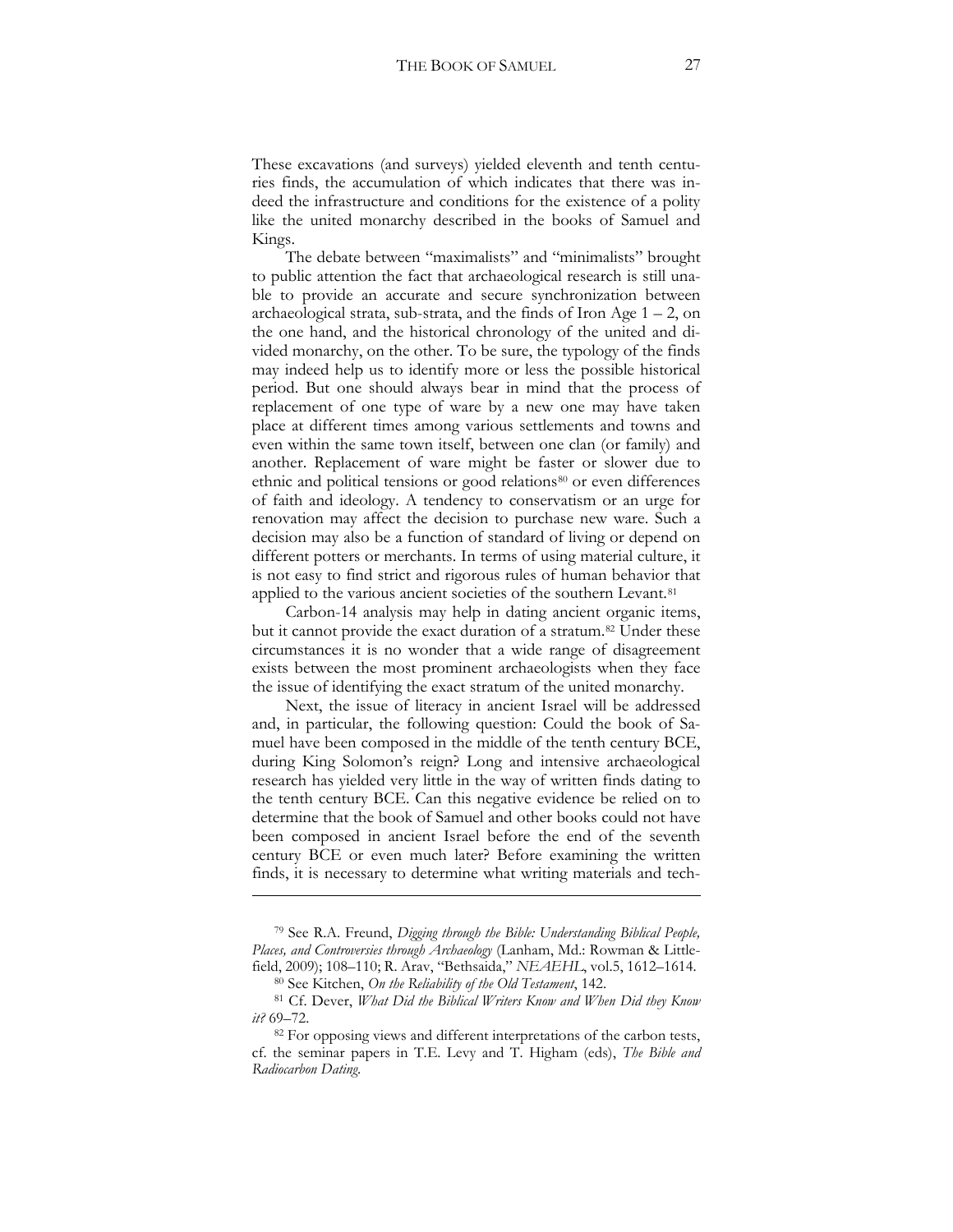These excavations (and surveys) yielded eleventh and tenth centuries finds, the accumulation of which indicates that there was indeed the infrastructure and conditions for the existence of a polity like the united monarchy described in the books of Samuel and Kings.

The debate between "maximalists" and "minimalists" brought to public attention the fact that archaeological research is still unable to provide an accurate and secure synchronization between archaeological strata, sub-strata, and the finds of Iron Age 1 – 2, on the one hand, and the historical chronology of the united and divided monarchy, on the other. To be sure, the typology of the finds may indeed help us to identify more or less the possible historical period. But one should always bear in mind that the process of replacement of one type of ware by a new one may have taken place at different times among various settlements and towns and even within the same town itself, between one clan (or family) and another. Replacement of ware might be faster or slower due to ethnic and political tensions or good relations[80] or even differences of faith and ideology. A tendency to conservatism or an urge for renovation may affect the decision to purchase new ware. Such a decision may also be a function of standard of living or depend on different potters or merchants. In terms of using material culture, it is not easy to find strict and rigorous rules of human behavior that applied to the various ancient societies of the southern Levant.[81]

Carbon-14 analysis may help in dating ancient organic items, but it cannot provide the exact duration of a stratum.[82] Under these circumstances it is no wonder that a wide range of disagreement exists between the most prominent archaeologists when they face the issue of identifying the exact stratum of the united monarchy.

Next, the issue of literacy in ancient Israel will be addressed and, in particular, the following question: Could the book of Samuel have been composed in the middle of the tenth century BCE, during King Solomon's reign? Long and intensive archaeological research has yielded very little in the way of written finds dating to the tenth century BCE. Can this negative evidence be relied on to determine that the book of Samuel and other books could not have been composed in ancient Israel before the end of the seventh century BCE or even much later? Before examining the written finds, it is necessary to determine what writing materials and tech-

---

[79] See R.A. Freund, *Digging through the Bible: Understanding Biblical People, Places, and Controversies through Archaeology* (Lanham, Md.: Rowman & Littlefield, 2009); 108–110; R. Arav, "Bethsaida," *NEAEHL*, vol.5, 1612–1614.

[80] See Kitchen, *On the Reliability of the Old Testament*, 142.

[81] Cf. Dever, *What Did the Biblical Writers Know and When Did they Know it?* 69–72.

[82] For opposing views and different interpretations of the carbon tests, cf. the seminar papers in T.E. Levy and T. Higham (eds), *The Bible and Radiocarbon Dating*.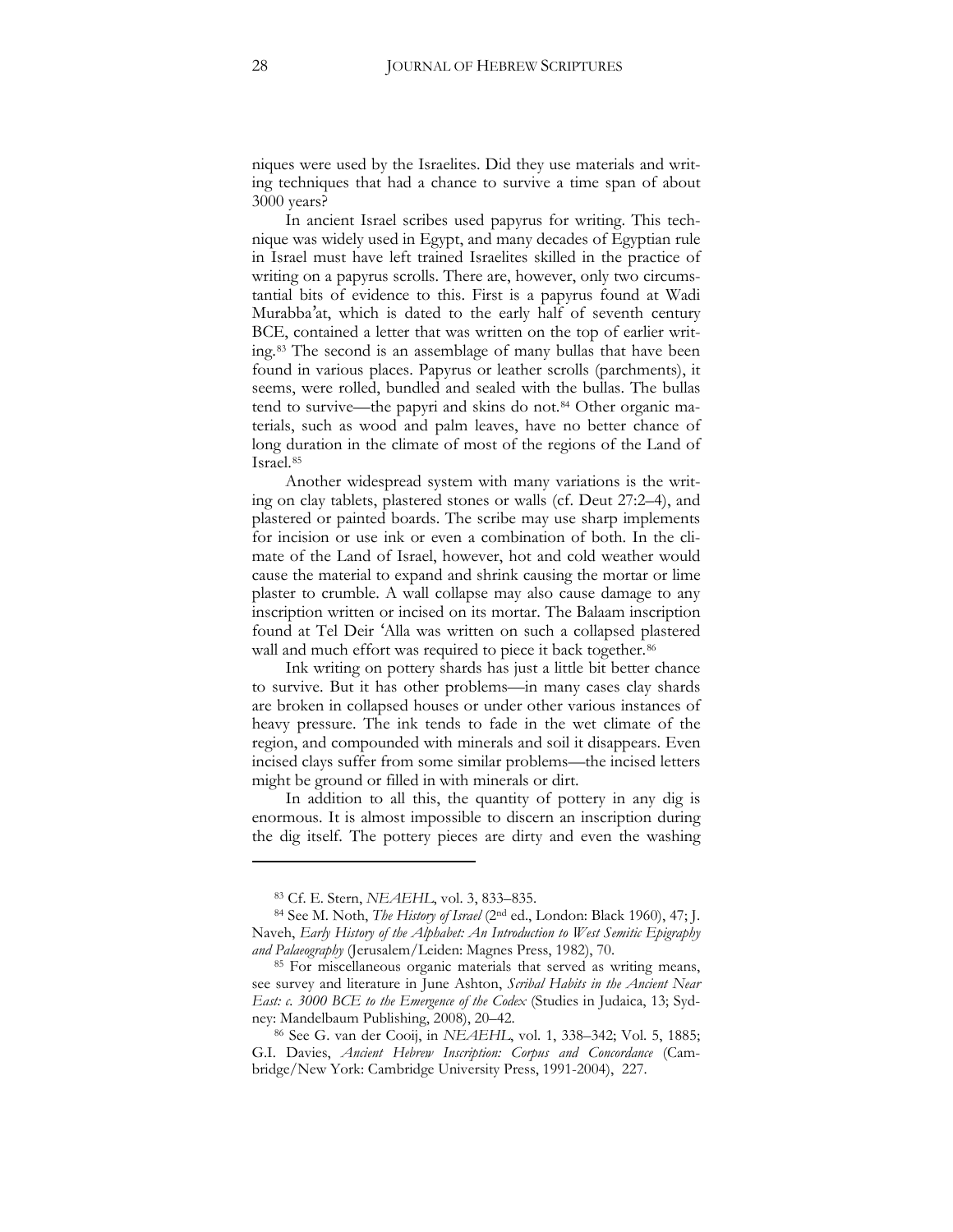niques were used by the Israelites. Did they use materials and writing techniques that had a chance to survive a time span of about 3000 years?

In ancient Israel scribes used papyrus for writing. This technique was widely used in Egypt, and many decades of Egyptian rule in Israel must have left trained Israelites skilled in the practice of writing on a papyrus scrolls. There are, however, only two circumstantial bits of evidence to this. First is a papyrus found at Wadi Murabba'at, which is dated to the early half of seventh century BCE, contained a letter that was written on the top of earlier writing.[83] The second is an assemblage of many bullas that have been found in various places. Papyrus or leather scrolls (parchments), it seems, were rolled, bundled and sealed with the bullas. The bullas tend to survive—the papyri and skins do not.[84] Other organic materials, such as wood and palm leaves, have no better chance of long duration in the climate of most of the regions of the Land of Israel.[85]

Another widespread system with many variations is the writing on clay tablets, plastered stones or walls (cf. Deut 27:2–4), and plastered or painted boards. The scribe may use sharp implements for incision or use ink or even a combination of both. In the climate of the Land of Israel, however, hot and cold weather would cause the material to expand and shrink causing the mortar or lime plaster to crumble. A wall collapse may also cause damage to any inscription written or incised on its mortar. The Balaam inscription found at Tel Deir 'Alla was written on such a collapsed plastered wall and much effort was required to piece it back together.[86]

Ink writing on pottery shards has just a little bit better chance to survive. But it has other problems—in many cases clay shards are broken in collapsed houses or under other various instances of heavy pressure. The ink tends to fade in the wet climate of the region, and compounded with minerals and soil it disappears. Even incised clays suffer from some similar problems—the incised letters might be ground or filled in with minerals or dirt.

In addition to all this, the quantity of pottery in any dig is enormous. It is almost impossible to discern an inscription during the dig itself. The pottery pieces are dirty and even the washing

---

[83] Cf. E. Stern, *NEAEHL*, vol. 3, 833–835.

[84] See M. Noth, *The History of Israel* (2nd ed., London: Black 1960), 47; J. Naveh, *Early History of the Alphabet: An Introduction to West Semitic Epigraphy and Palaeography* (Jerusalem/Leiden: Magnes Press, 1982), 70.

[85] For miscellaneous organic materials that served as writing means, see survey and literature in June Ashton, *Scribal Habits in the Ancient Near East: c. 3000 BCE to the Emergence of the Codex* (Studies in Judaica, 13; Sydney: Mandelbaum Publishing, 2008), 20–42.

[86] See G. van der Cooij, in *NEAEHL*, vol. 1, 338–342; Vol. 5, 1885; G.I. Davies, *Ancient Hebrew Inscription: Corpus and Concordance* (Cambridge/New York: Cambridge University Press, 1991-2004), 227.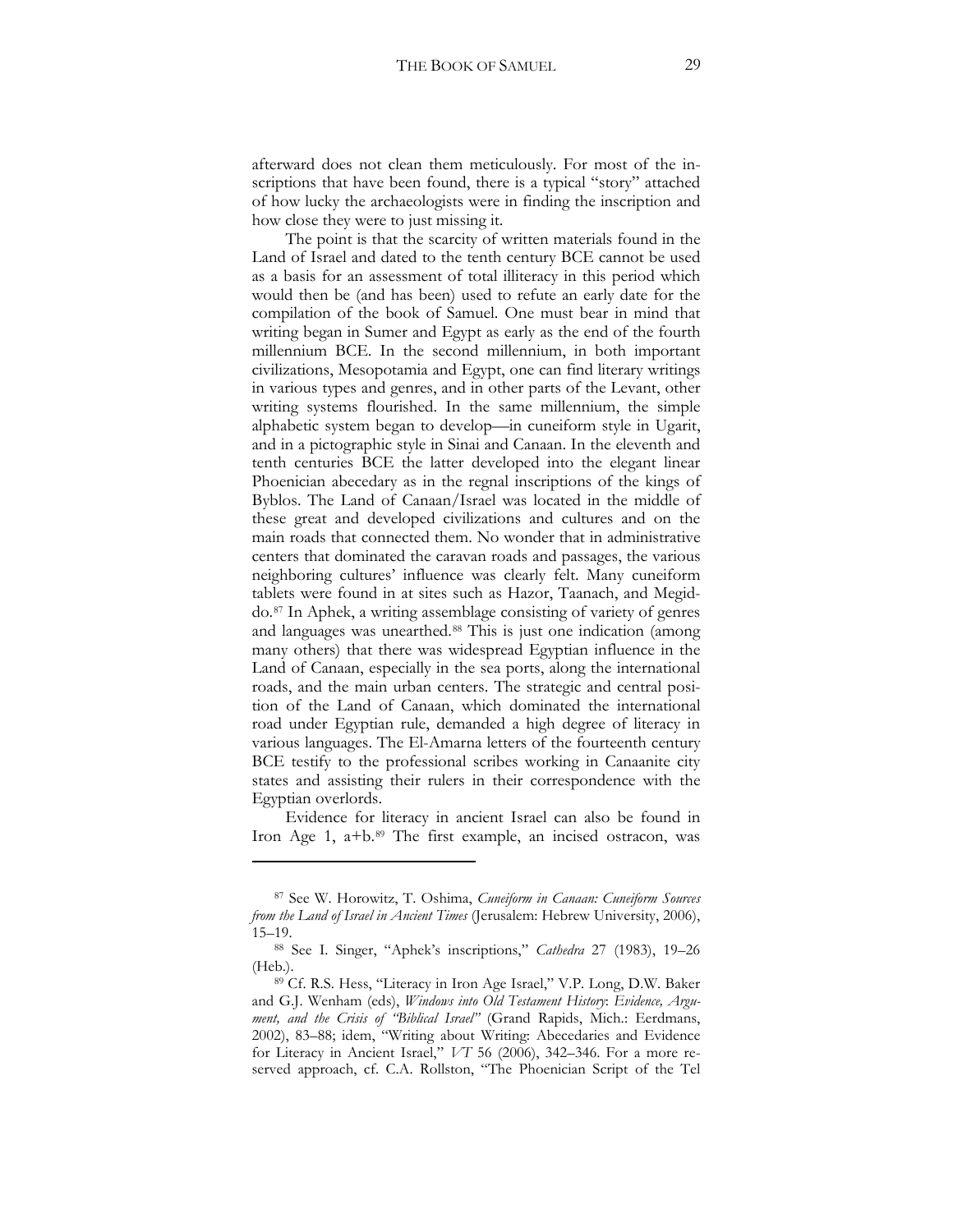afterward does not clean them meticulously. For most of the inscriptions that have been found, there is a typical "story" attached of how lucky the archaeologists were in finding the inscription and how close they were to just missing it.

The point is that the scarcity of written materials found in the Land of Israel and dated to the tenth century BCE cannot be used as a basis for an assessment of total illiteracy in this period which would then be (and has been) used to refute an early date for the compilation of the book of Samuel. One must bear in mind that writing began in Sumer and Egypt as early as the end of the fourth millennium BCE. In the second millennium, in both important civilizations, Mesopotamia and Egypt, one can find literary writings in various types and genres, and in other parts of the Levant, other writing systems flourished. In the same millennium, the simple alphabetic system began to develop—in cuneiform style in Ugarit, and in a pictographic style in Sinai and Canaan. In the eleventh and tenth centuries BCE the latter developed into the elegant linear Phoenician abecedary as in the regnal inscriptions of the kings of Byblos. The Land of Canaan/Israel was located in the middle of these great and developed civilizations and cultures and on the main roads that connected them. No wonder that in administrative centers that dominated the caravan roads and passages, the various neighboring cultures' influence was clearly felt. Many cuneiform tablets were found in at sites such as Hazor, Taanach, and Megiddo.[87] In Aphek, a writing assemblage consisting of variety of genres and languages was unearthed.[88] This is just one indication (among many others) that there was widespread Egyptian influence in the Land of Canaan, especially in the sea ports, along the international roads, and the main urban centers. The strategic and central position of the Land of Canaan, which dominated the international road under Egyptian rule, demanded a high degree of literacy in various languages. The El-Amarna letters of the fourteenth century BCE testify to the professional scribes working in Canaanite city states and assisting their rulers in their correspondence with the Egyptian overlords.

Evidence for literacy in ancient Israel can also be found in Iron Age 1, a+b.[89] The first example, an incised ostracon, was

---

[87] See W. Horowitz, T. Oshima, *Cuneiform in Canaan: Cuneiform Sources from the Land of Israel in Ancient Times* (Jerusalem: Hebrew University, 2006), 15–19.

[88] See I. Singer, "Aphek's inscriptions," *Cathedra* 27 (1983), 19–26 (Heb.).

[89] Cf. R.S. Hess, "Literacy in Iron Age Israel," V.P. Long, D.W. Baker and G.J. Wenham (eds), *Windows into Old Testament History: Evidence, Argument, and the Crisis of "Biblical Israel"* (Grand Rapids, Mich.: Eerdmans, 2002), 83–88; idem, "Writing about Writing: Abecedaries and Evidence for Literacy in Ancient Israel," *VT* 56 (2006), 342–346. For a more reserved approach, cf. C.A. Rollston, "The Phoenician Script of the Tel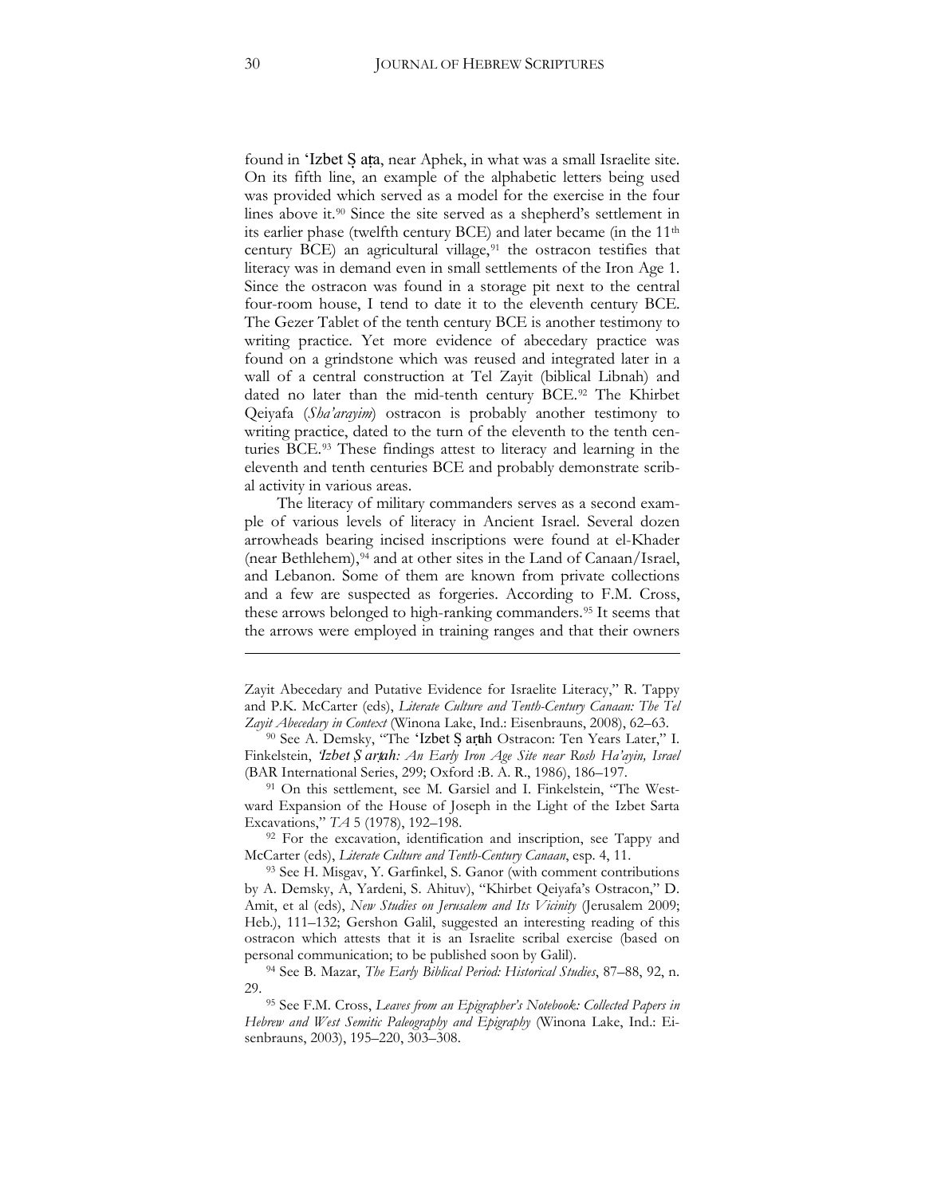found in 'Izbet Ṣ aṭa, near Aphek, in what was a small Israelite site. On its fifth line, an example of the alphabetic letters being used was provided which served as a model for the exercise in the four lines above it.[90] Since the site served as a shepherd's settlement in its earlier phase (twelfth century BCE) and later became (in the 11th century BCE) an agricultural village,[91] the ostracon testifies that literacy was in demand even in small settlements of the Iron Age 1. Since the ostracon was found in a storage pit next to the central four-room house, I tend to date it to the eleventh century BCE. The Gezer Tablet of the tenth century BCE is another testimony to writing practice. Yet more evidence of abecedary practice was found on a grindstone which was reused and integrated later in a wall of a central construction at Tel Zayit (biblical Libnah) and dated no later than the mid-tenth century BCE.[92] The Khirbet Qeiyafa (*Sha'arayim*) ostracon is probably another testimony to writing practice, dated to the turn of the eleventh to the tenth centuries BCE.[93] These findings attest to literacy and learning in the eleventh and tenth centuries BCE and probably demonstrate scribal activity in various areas.

The literacy of military commanders serves as a second example of various levels of literacy in Ancient Israel. Several dozen arrowheads bearing incised inscriptions were found at el-Khader (near Bethlehem),[94] and at other sites in the Land of Canaan/Israel, and Lebanon. Some of them are known from private collections and a few are suspected as forgeries. According to F.M. Cross, these arrows belonged to high-ranking commanders.[95] It seems that the arrows were employed in training ranges and that their owners

---

Zayit Abecedary and Putative Evidence for Israelite Literacy," R. Tappy and P.K. McCarter (eds), *Literate Culture and Tenth-Century Canaan: The Tel Zayit Abecedary in Context* (Winona Lake, Ind.: Eisenbrauns, 2008), 62–63.

[90] See A. Demsky, "The 'Izbet Ṣ arṭah Ostracon: Ten Years Later," I. Finkelstein, *'Izbet Ṣ arṭah: An Early Iron Age Site near Rosh Ha'ayin, Israel* (BAR International Series, 299; Oxford :B. A. R., 1986), 186–197.

[91] On this settlement, see M. Garsiel and I. Finkelstein, "The Westward Expansion of the House of Joseph in the Light of the Izbet Sarta Excavations," *TA* 5 (1978), 192–198.

[92] For the excavation, identification and inscription, see Tappy and McCarter (eds), *Literate Culture and Tenth-Century Canaan*, esp. 4, 11.

[93] See H. Misgav, Y. Garfinkel, S. Ganor (with comment contributions by A. Demsky, A, Yardeni, S. Ahituv), "Khirbet Qeiyafa's Ostracon," D. Amit, et al (eds), *New Studies on Jerusalem and Its Vicinity* (Jerusalem 2009; Heb.), 111–132; Gershon Galil, suggested an interesting reading of this ostracon which attests that it is an Israelite scribal exercise (based on personal communication; to be published soon by Galil).

[94] See B. Mazar, *The Early Biblical Period: Historical Studies*, 87–88, 92, n. 29.

[95] See F.M. Cross, *Leaves from an Epigrapher's Notebook: Collected Papers in Hebrew and West Semitic Paleography and Epigraphy* (Winona Lake, Ind.: Eisenbrauns, 2003), 195–220, 303–308.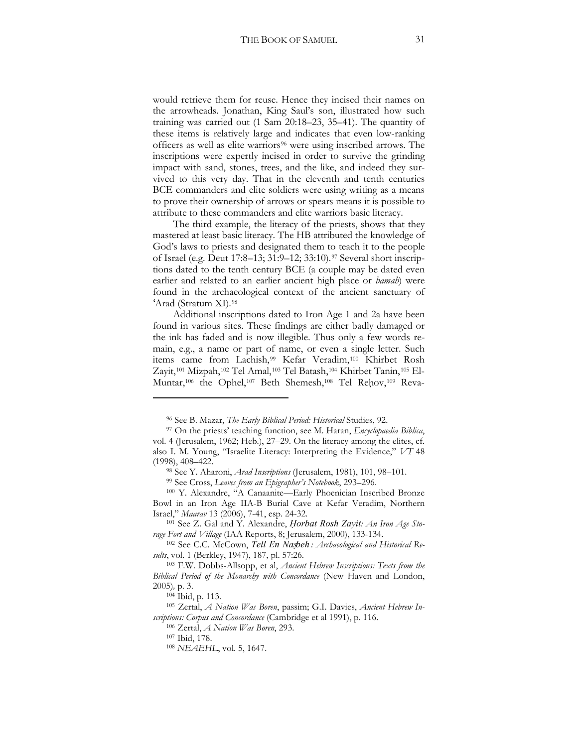would retrieve them for reuse. Hence they incised their names on the arrowheads. Jonathan, King Saul's son, illustrated how such training was carried out (1 Sam 20:18–23, 35–41). The quantity of these items is relatively large and indicates that even low-ranking officers as well as elite warriors[96] were using inscribed arrows. The inscriptions were expertly incised in order to survive the grinding impact with sand, stones, trees, and the like, and indeed they survived to this very day. That in the eleventh and tenth centuries BCE commanders and elite soldiers were using writing as a means to prove their ownership of arrows or spears means it is possible to attribute to these commanders and elite warriors basic literacy.

The third example, the literacy of the priests, shows that they mastered at least basic literacy. The HB attributed the knowledge of God's laws to priests and designated them to teach it to the people of Israel (e.g. Deut 17:8–13; 31:9–12; 33:10).[97] Several short inscriptions dated to the tenth century BCE (a couple may be dated even earlier and related to an earlier ancient high place or *bamah*) were found in the archaeological context of the ancient sanctuary of 'Arad (Stratum XI).[98]

Additional inscriptions dated to Iron Age 1 and 2a have been found in various sites. These findings are either badly damaged or the ink has faded and is now illegible. Thus only a few words remain, e.g., a name or part of name, or even a single letter. Such items came from Lachish,[99] Kefar Veradim,[100] Khirbet Rosh Zayit,[101] Mizpah,[102] Tel Amal,[103] Tel Batash,[104] Khirbet Tanin,[105] El-Muntar,[106] the Ophel,[107] Beth Shemesh,[108] Tel Reḥov,[109] Reva-

---

[96] See B. Mazar, *The Early Biblical Period: Historical* Studies, 92.

[97] On the priests' teaching function, see M. Haran, *Encyclopaedia Biblica*, vol. 4 (Jerusalem, 1962; Heb.), 27–29. On the literacy among the elites, cf. also I. M. Young, "Israelite Literacy: Interpreting the Evidence," *VT* 48 (1998), 408–422.

[98] See Y. Aharoni, *Arad Inscriptions* (Jerusalem, 1981), 101, 98–101.

[99] See Cross, *Leaves from an Epigrapher's Notebook*, 293–296.

[100] Y. Alexandre, "A Canaanite—Early Phoenician Inscribed Bronze Bowl in an Iron Age IIA-B Burial Cave at Kefar Veradim, Northern Israel," *Maarav* 13 (2006), 7-41, esp. 24-32.

[101] See Z. Gal and Y. Alexandre, *Ḥorbat Rosh Zayit: An Iron Age Storage Fort and Village* (IAA Reports, 8; Jerusalem, 2000), 133-134.

[102] See C.C. McCown, *Tell En Naṣbeh : Archaeological and Historical Results*, vol. 1 (Berkley, 1947), 187, pl. 57:26.

[103] F.W. Dobbs-Allsopp, et al, *Ancient Hebrew Inscriptions: Texts from the Biblical Period of the Monarchy with Concordance* (New Haven and London, 2005), p. 3.

[104] Ibid, p. 113.

[105] Zertal, *A Nation Was Boren*, passim; G.I. Davies, *Ancient Hebrew Inscriptions: Corpus and Concordance* (Cambridge et al 1991), p. 116.

[106] Zertal, *A Nation Was Boren*, 293.

[107] Ibid, 178.

[108] *NEAEHL*, vol. 5, 1647.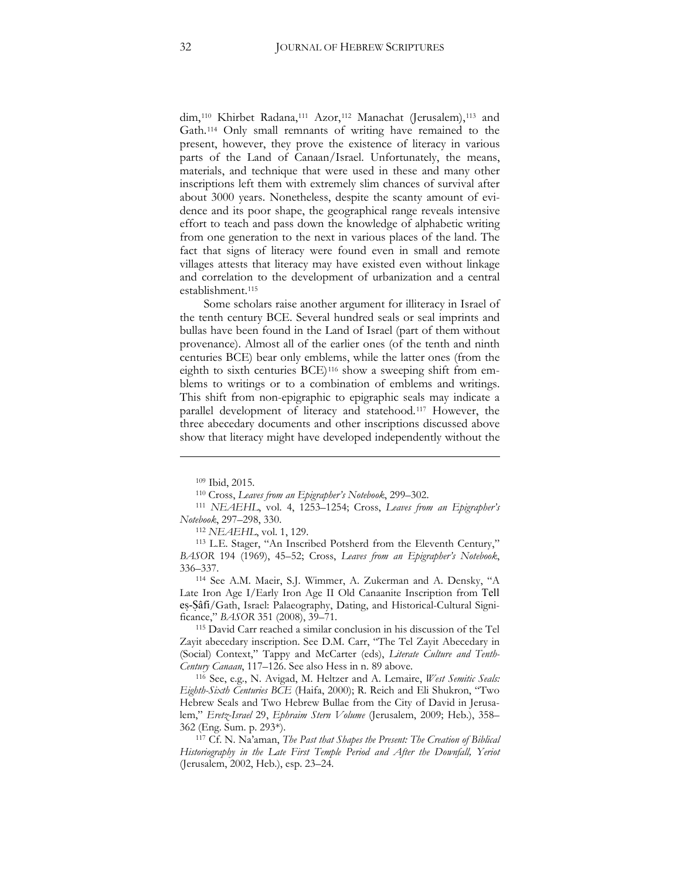dim,[110] Khirbet Radana,[111] Azor,[112] Manachat (Jerusalem),[113] and Gath.[114] Only small remnants of writing have remained to the present, however, they prove the existence of literacy in various parts of the Land of Canaan/Israel. Unfortunately, the means, materials, and technique that were used in these and many other inscriptions left them with extremely slim chances of survival after about 3000 years. Nonetheless, despite the scanty amount of evidence and its poor shape, the geographical range reveals intensive effort to teach and pass down the knowledge of alphabetic writing from one generation to the next in various places of the land. The fact that signs of literacy were found even in small and remote villages attests that literacy may have existed even without linkage and correlation to the development of urbanization and a central establishment.[115]

Some scholars raise another argument for illiteracy in Israel of the tenth century BCE. Several hundred seals or seal imprints and bullas have been found in the Land of Israel (part of them without provenance). Almost all of the earlier ones (of the tenth and ninth centuries BCE) bear only emblems, while the latter ones (from the eighth to sixth centuries BCE)[116] show a sweeping shift from emblems to writings or to a combination of emblems and writings. This shift from non-epigraphic to epigraphic seals may indicate a parallel development of literacy and statehood.[117] However, the three abecedary documents and other inscriptions discussed above show that literacy might have developed independently without the

---

[109] Ibid, 2015.

[110] Cross, *Leaves from an Epigrapher's Notebook*, 299–302.

[111] *NEAEHL*, vol. 4, 1253–1254; Cross, *Leaves from an Epigrapher's Notebook*, 297–298, 330.

[112] *NEAEHL*, vol. 1, 129.

[113] L.E. Stager, "An Inscribed Potsherd from the Eleventh Century," *BASOR* 194 (1969), 45–52; Cross, *Leaves from an Epigrapher's Notebook*, 336–337.

[114] See A.M. Maeir, S.J. Wimmer, A. Zukerman and A. Densky, "A Late Iron Age I/Early Iron Age II Old Canaanite Inscription from Tell eṣ-Ṣâfi/Gath, Israel: Palaeography, Dating, and Historical-Cultural Significance," *BASOR* 351 (2008), 39–71.

[115] David Carr reached a similar conclusion in his discussion of the Tel Zayit abecedary inscription. See D.M. Carr, "The Tel Zayit Abecedary in (Social) Context," Tappy and McCarter (eds), *Literate Culture and Tenth-Century Canaan*, 117–126. See also Hess in n. 89 above.

[116] See, e.g., N. Avigad, M. Heltzer and A. Lemaire, *West Semitic Seals: Eighth-Sixth Centuries BCE* (Haifa, 2000); R. Reich and Eli Shukron, "Two Hebrew Seals and Two Hebrew Bullae from the City of David in Jerusalem," *Eretz-Israel* 29, *Ephraim Stern Volume* (Jerusalem, 2009; Heb.), 358–362 (Eng. Sum. p. 293*).

[117] Cf. N. Na'aman, *The Past that Shapes the Present: The Creation of Biblical Historiography in the Late First Temple Period and After the Downfall, Yeriot* (Jerusalem, 2002, Heb.), esp. 23–24.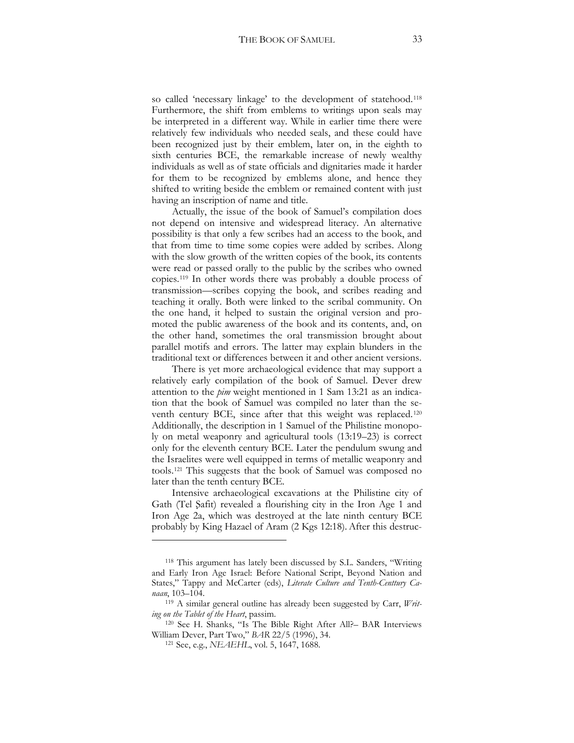so called 'necessary linkage' to the development of statehood.[118] Furthermore, the shift from emblems to writings upon seals may be interpreted in a different way. While in earlier time there were relatively few individuals who needed seals, and these could have been recognized just by their emblem, later on, in the eighth to sixth centuries BCE, the remarkable increase of newly wealthy individuals as well as of state officials and dignitaries made it harder for them to be recognized by emblems alone, and hence they shifted to writing beside the emblem or remained content with just having an inscription of name and title.

Actually, the issue of the book of Samuel's compilation does not depend on intensive and widespread literacy. An alternative possibility is that only a few scribes had an access to the book, and that from time to time some copies were added by scribes. Along with the slow growth of the written copies of the book, its contents were read or passed orally to the public by the scribes who owned copies.[119] In other words there was probably a double process of transmission—scribes copying the book, and scribes reading and teaching it orally. Both were linked to the scribal community. On the one hand, it helped to sustain the original version and promoted the public awareness of the book and its contents, and, on the other hand, sometimes the oral transmission brought about parallel motifs and errors. The latter may explain blunders in the traditional text or differences between it and other ancient versions.

There is yet more archaeological evidence that may support a relatively early compilation of the book of Samuel. Dever drew attention to the *pim* weight mentioned in 1 Sam 13:21 as an indication that the book of Samuel was compiled no later than the seventh century BCE, since after that this weight was replaced.[120] Additionally, the description in 1 Samuel of the Philistine monopoly on metal weaponry and agricultural tools (13:19–23) is correct only for the eleventh century BCE. Later the pendulum swung and the Israelites were well equipped in terms of metallic weaponry and tools.[121] This suggests that the book of Samuel was composed no later than the tenth century BCE.

Intensive archaeological excavations at the Philistine city of Gath (Tel Ṣafit) revealed a flourishing city in the Iron Age 1 and Iron Age 2a, which was destroyed at the late ninth century BCE probably by King Hazael of Aram (2 Kgs 12:18). After this destruc-

---

[118] This argument has lately been discussed by S.L. Sanders, "Writing and Early Iron Age Israel: Before National Script, Beyond Nation and States," Tappy and McCarter (eds), *Literate Culture and Tenth-Centtury Canaan*, 103–104.

[119] A similar general outline has already been suggested by Carr, *Writing on the Tablet of the Heart*, passim.

[120] See H. Shanks, "Is The Bible Right After All?– BAR Interviews William Dever, Part Two," *BAR* 22/5 (1996), 34.

[121] See, e.g., *NEAEHL*, vol. 5, 1647, 1688.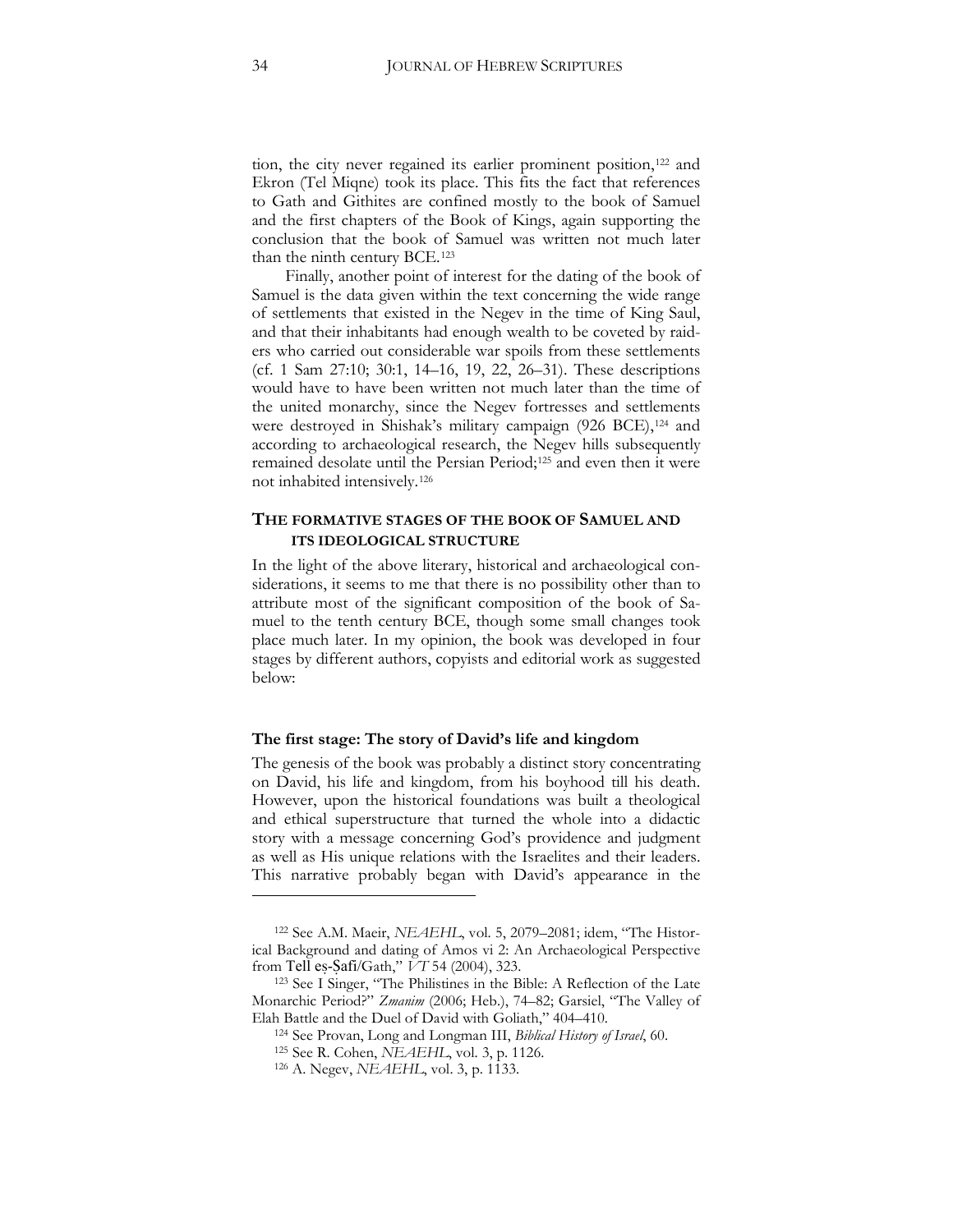tion, the city never regained its earlier prominent position,[122] and Ekron (Tel Miqne) took its place. This fits the fact that references to Gath and Githites are confined mostly to the book of Samuel and the first chapters of the Book of Kings, again supporting the conclusion that the book of Samuel was written not much later than the ninth century BCE.[123]

Finally, another point of interest for the dating of the book of Samuel is the data given within the text concerning the wide range of settlements that existed in the Negev in the time of King Saul, and that their inhabitants had enough wealth to be coveted by raiders who carried out considerable war spoils from these settlements (cf. 1 Sam 27:10; 30:1, 14–16, 19, 22, 26–31). These descriptions would have to have been written not much later than the time of the united monarchy, since the Negev fortresses and settlements were destroyed in Shishak's military campaign (926 BCE),[124] and according to archaeological research, the Negev hills subsequently remained desolate until the Persian Period;[125] and even then it were not inhabited intensively.[126]

## THE FORMATIVE STAGES OF THE BOOK OF SAMUEL AND ITS IDEOLOGICAL STRUCTURE

In the light of the above literary, historical and archaeological considerations, it seems to me that there is no possibility other than to attribute most of the significant composition of the book of Samuel to the tenth century BCE, though some small changes took place much later. In my opinion, the book was developed in four stages by different authors, copyists and editorial work as suggested below:

### The first stage: The story of David's life and kingdom

The genesis of the book was probably a distinct story concentrating on David, his life and kingdom, from his boyhood till his death. However, upon the historical foundations was built a theological and ethical superstructure that turned the whole into a didactic story with a message concerning God's providence and judgment as well as His unique relations with the Israelites and their leaders. This narrative probably began with David's appearance in the

---

[122] See A.M. Maeir, *NEAEHL*, vol. 5, 2079–2081; idem, "The Historical Background and dating of Amos vi 2: An Archaeological Perspective from Tell eṣ-Ṣafi/Gath," *VT* 54 (2004), 323.

[123] See I Singer, "The Philistines in the Bible: A Reflection of the Late Monarchic Period?" *Zmanim* (2006; Heb.), 74–82; Garsiel, "The Valley of Elah Battle and the Duel of David with Goliath," 404–410.

[124] See Provan, Long and Longman III, *Biblical History of Israel*, 60.

[125] See R. Cohen, *NEAEHL*, vol. 3, p. 1126.

[126] A. Negev, *NEAEHL*, vol. 3, p. 1133.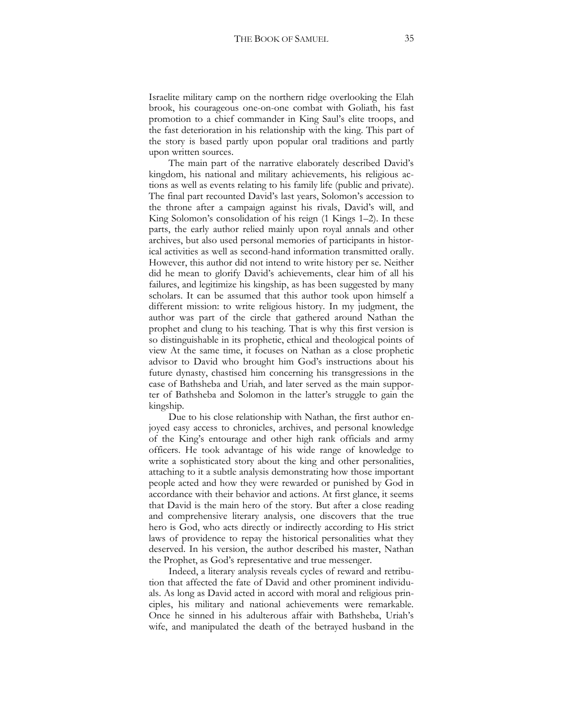Israelite military camp on the northern ridge overlooking the Elah brook, his courageous one-on-one combat with Goliath, his fast promotion to a chief commander in King Saul's elite troops, and the fast deterioration in his relationship with the king. This part of the story is based partly upon popular oral traditions and partly upon written sources.

The main part of the narrative elaborately described David's kingdom, his national and military achievements, his religious actions as well as events relating to his family life (public and private). The final part recounted David's last years, Solomon's accession to the throne after a campaign against his rivals, David's will, and King Solomon's consolidation of his reign (1 Kings 1–2). In these parts, the early author relied mainly upon royal annals and other archives, but also used personal memories of participants in historical activities as well as second-hand information transmitted orally. However, this author did not intend to write history per se. Neither did he mean to glorify David's achievements, clear him of all his failures, and legitimize his kingship, as has been suggested by many scholars. It can be assumed that this author took upon himself a different mission: to write religious history. In my judgment, the author was part of the circle that gathered around Nathan the prophet and clung to his teaching. That is why this first version is so distinguishable in its prophetic, ethical and theological points of view At the same time, it focuses on Nathan as a close prophetic advisor to David who brought him God's instructions about his future dynasty, chastised him concerning his transgressions in the case of Bathsheba and Uriah, and later served as the main supporter of Bathsheba and Solomon in the latter's struggle to gain the kingship.

Due to his close relationship with Nathan, the first author enjoyed easy access to chronicles, archives, and personal knowledge of the King's entourage and other high rank officials and army officers. He took advantage of his wide range of knowledge to write a sophisticated story about the king and other personalities, attaching to it a subtle analysis demonstrating how those important people acted and how they were rewarded or punished by God in accordance with their behavior and actions. At first glance, it seems that David is the main hero of the story. But after a close reading and comprehensive literary analysis, one discovers that the true hero is God, who acts directly or indirectly according to His strict laws of providence to repay the historical personalities what they deserved. In his version, the author described his master, Nathan the Prophet, as God's representative and true messenger.

Indeed, a literary analysis reveals cycles of reward and retribution that affected the fate of David and other prominent individuals. As long as David acted in accord with moral and religious principles, his military and national achievements were remarkable. Once he sinned in his adulterous affair with Bathsheba, Uriah's wife, and manipulated the death of the betrayed husband in the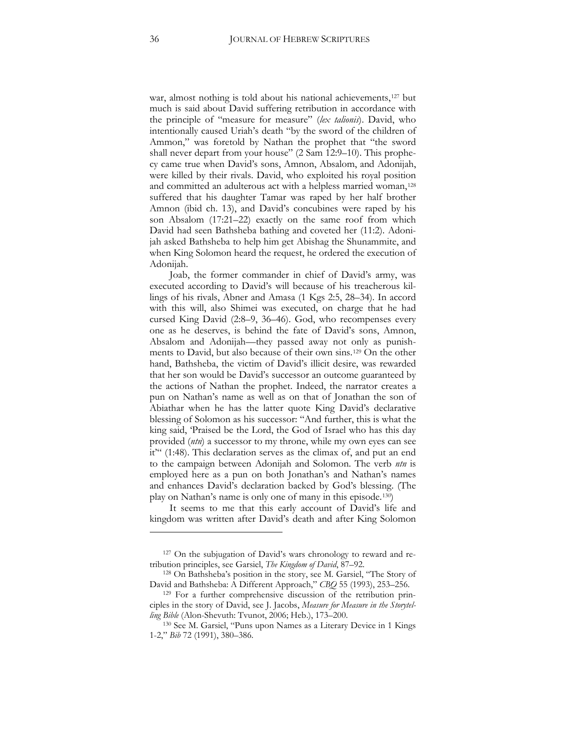war, almost nothing is told about his national achievements,[127] but much is said about David suffering retribution in accordance with the principle of "measure for measure" (*lex talionis*). David, who intentionally caused Uriah's death "by the sword of the children of Ammon," was foretold by Nathan the prophet that "the sword shall never depart from your house" (2 Sam 12:9–10). This prophecy came true when David's sons, Amnon, Absalom, and Adonijah, were killed by their rivals. David, who exploited his royal position and committed an adulterous act with a helpless married woman,[128] suffered that his daughter Tamar was raped by her half brother Amnon (ibid ch. 13), and David's concubines were raped by his son Absalom (17:21–22) exactly on the same roof from which David had seen Bathsheba bathing and coveted her (11:2). Adonijah asked Bathsheba to help him get Abishag the Shunammite, and when King Solomon heard the request, he ordered the execution of Adonijah.

Joab, the former commander in chief of David's army, was executed according to David's will because of his treacherous killings of his rivals, Abner and Amasa (1 Kgs 2:5, 28–34). In accord with this will, also Shimei was executed, on charge that he had cursed King David (2:8–9, 36–46). God, who recompenses every one as he deserves, is behind the fate of David's sons, Amnon, Absalom and Adonijah—they passed away not only as punishments to David, but also because of their own sins.[129] On the other hand, Bathsheba, the victim of David's illicit desire, was rewarded that her son would be David's successor an outcome guaranteed by the actions of Nathan the prophet. Indeed, the narrator creates a pun on Nathan's name as well as on that of Jonathan the son of Abiathar when he has the latter quote King David's declarative blessing of Solomon as his successor: "And further, this is what the king said, 'Praised be the Lord, the God of Israel who has this day provided (*ntn*) a successor to my throne, while my own eyes can see it'" (1:48). This declaration serves as the climax of, and put an end to the campaign between Adonijah and Solomon. The verb *ntn* is employed here as a pun on both Jonathan's and Nathan's names and enhances David's declaration backed by God's blessing. (The play on Nathan's name is only one of many in this episode.[130])

It seems to me that this early account of David's life and kingdom was written after David's death and after King Solomon

---

[127] On the subjugation of David's wars chronology to reward and retribution principles, see Garsiel, *The Kingdom of David*, 87–92.

[128] On Bathsheba's position in the story, see M. Garsiel, "The Story of David and Bathsheba: A Different Approach," *CBQ* 55 (1993), 253–256.

[129] For a further comprehensive discussion of the retribution principles in the story of David, see J. Jacobs, *Measure for Measure in the Storytelling Bible* (Alon-Shevuth: Tvunot, 2006; Heb.), 173–200.

[130] See M. Garsiel, "Puns upon Names as a Literary Device in 1 Kings 1-2," *Bib* 72 (1991), 380–386.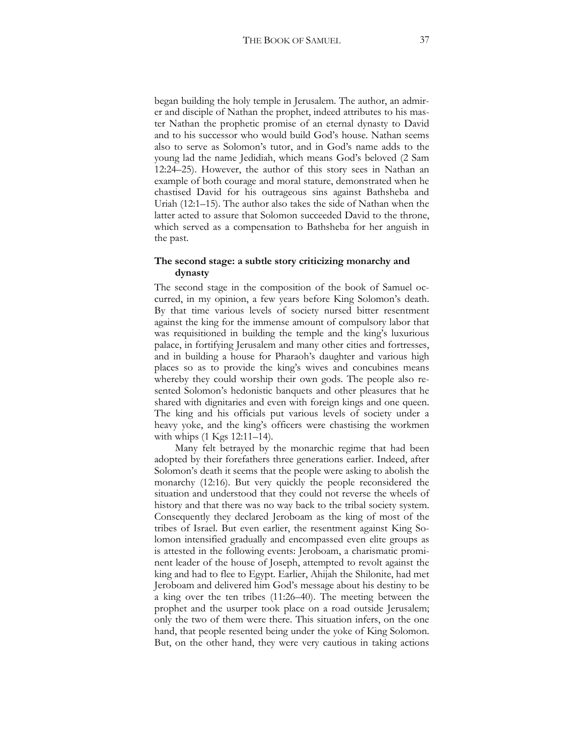began building the holy temple in Jerusalem. The author, an admirer and disciple of Nathan the prophet, indeed attributes to his master Nathan the prophetic promise of an eternal dynasty to David and to his successor who would build God's house. Nathan seems also to serve as Solomon's tutor, and in God's name adds to the young lad the name Jedidiah, which means God's beloved (2 Sam 12:24–25). However, the author of this story sees in Nathan an example of both courage and moral stature, demonstrated when he chastised David for his outrageous sins against Bathsheba and Uriah (12:1–15). The author also takes the side of Nathan when the latter acted to assure that Solomon succeeded David to the throne, which served as a compensation to Bathsheba for her anguish in the past.

### The second stage: a subtle story criticizing monarchy and dynasty

The second stage in the composition of the book of Samuel occurred, in my opinion, a few years before King Solomon's death. By that time various levels of society nursed bitter resentment against the king for the immense amount of compulsory labor that was requisitioned in building the temple and the king's luxurious palace, in fortifying Jerusalem and many other cities and fortresses, and in building a house for Pharaoh's daughter and various high places so as to provide the king's wives and concubines means whereby they could worship their own gods. The people also resented Solomon's hedonistic banquets and other pleasures that he shared with dignitaries and even with foreign kings and one queen. The king and his officials put various levels of society under a heavy yoke, and the king's officers were chastising the workmen with whips (1 Kgs 12:11–14).

Many felt betrayed by the monarchic regime that had been adopted by their forefathers three generations earlier. Indeed, after Solomon's death it seems that the people were asking to abolish the monarchy (12:16). But very quickly the people reconsidered the situation and understood that they could not reverse the wheels of history and that there was no way back to the tribal society system. Consequently they declared Jeroboam as the king of most of the tribes of Israel. But even earlier, the resentment against King Solomon intensified gradually and encompassed even elite groups as is attested in the following events: Jeroboam, a charismatic prominent leader of the house of Joseph, attempted to revolt against the king and had to flee to Egypt. Earlier, Ahijah the Shilonite, had met Jeroboam and delivered him God's message about his destiny to be a king over the ten tribes (11:26–40). The meeting between the prophet and the usurper took place on a road outside Jerusalem; only the two of them were there. This situation infers, on the one hand, that people resented being under the yoke of King Solomon. But, on the other hand, they were very cautious in taking actions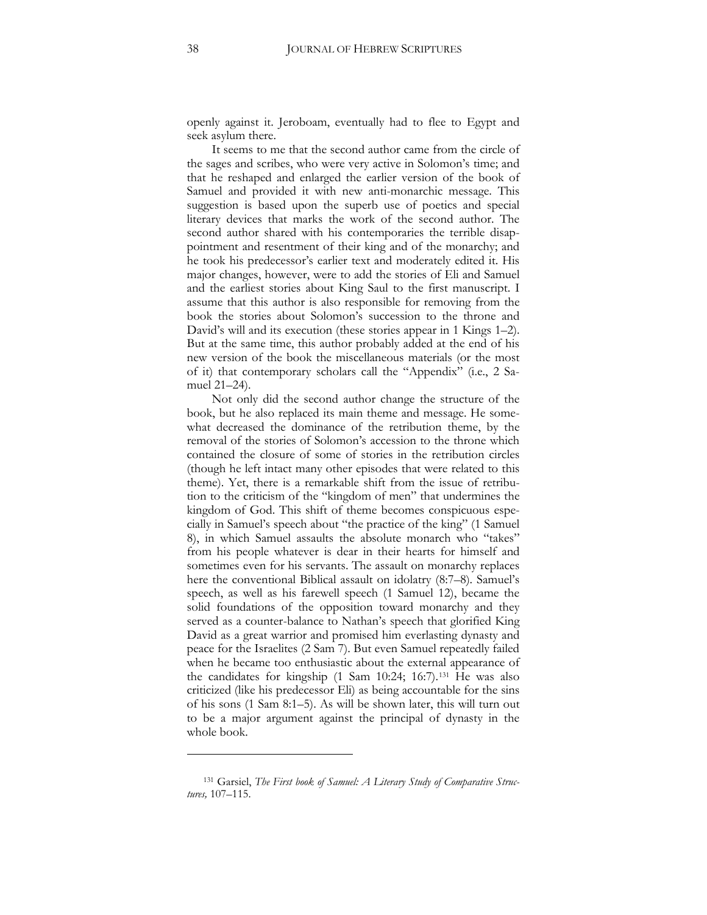openly against it. Jeroboam, eventually had to flee to Egypt and seek asylum there.

It seems to me that the second author came from the circle of the sages and scribes, who were very active in Solomon's time; and that he reshaped and enlarged the earlier version of the book of Samuel and provided it with new anti-monarchic message. This suggestion is based upon the superb use of poetics and special literary devices that marks the work of the second author. The second author shared with his contemporaries the terrible disappointment and resentment of their king and of the monarchy; and he took his predecessor's earlier text and moderately edited it. His major changes, however, were to add the stories of Eli and Samuel and the earliest stories about King Saul to the first manuscript. I assume that this author is also responsible for removing from the book the stories about Solomon's succession to the throne and David's will and its execution (these stories appear in 1 Kings 1–2). But at the same time, this author probably added at the end of his new version of the book the miscellaneous materials (or the most of it) that contemporary scholars call the "Appendix" (i.e., 2 Samuel 21–24).

Not only did the second author change the structure of the book, but he also replaced its main theme and message. He somewhat decreased the dominance of the retribution theme, by the removal of the stories of Solomon's accession to the throne which contained the closure of some of stories in the retribution circles (though he left intact many other episodes that were related to this theme). Yet, there is a remarkable shift from the issue of retribution to the criticism of the "kingdom of men" that undermines the kingdom of God. This shift of theme becomes conspicuous especially in Samuel's speech about "the practice of the king" (1 Samuel 8), in which Samuel assaults the absolute monarch who "takes" from his people whatever is dear in their hearts for himself and sometimes even for his servants. The assault on monarchy replaces here the conventional Biblical assault on idolatry (8:7–8). Samuel's speech, as well as his farewell speech (1 Samuel 12), became the solid foundations of the opposition toward monarchy and they served as a counter-balance to Nathan's speech that glorified King David as a great warrior and promised him everlasting dynasty and peace for the Israelites (2 Sam 7). But even Samuel repeatedly failed when he became too enthusiastic about the external appearance of the candidates for kingship (1 Sam 10:24; 16:7).[131] He was also criticized (like his predecessor Eli) as being accountable for the sins of his sons (1 Sam 8:1–5). As will be shown later, this will turn out to be a major argument against the principal of dynasty in the whole book.

---

[131] Garsiel, *The First book of Samuel: A Literary Study of Comparative Structures,* 107–115.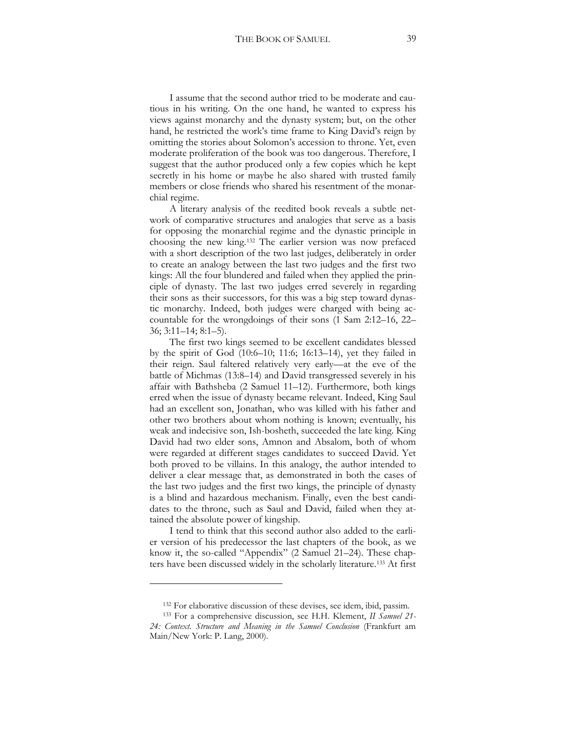I assume that the second author tried to be moderate and cautious in his writing. On the one hand, he wanted to express his views against monarchy and the dynasty system; but, on the other hand, he restricted the work's time frame to King David's reign by omitting the stories about Solomon's accession to throne. Yet, even moderate proliferation of the book was too dangerous. Therefore, I suggest that the author produced only a few copies which he kept secretly in his home or maybe he also shared with trusted family members or close friends who shared his resentment of the monarchial regime.

A literary analysis of the reedited book reveals a subtle network of comparative structures and analogies that serve as a basis for opposing the monarchial regime and the dynastic principle in choosing the new king.[132] The earlier version was now prefaced with a short description of the two last judges, deliberately in order to create an analogy between the last two judges and the first two kings: All the four blundered and failed when they applied the principle of dynasty. The last two judges erred severely in regarding their sons as their successors, for this was a big step toward dynastic monarchy. Indeed, both judges were charged with being accountable for the wrongdoings of their sons (1 Sam 2:12–16, 22–36; 3:11–14; 8:1–5).

The first two kings seemed to be excellent candidates blessed by the spirit of God (10:6–10; 11:6; 16:13–14), yet they failed in their reign. Saul faltered relatively very early—at the eve of the battle of Michmas (13:8–14) and David transgressed severely in his affair with Bathsheba (2 Samuel 11–12). Furthermore, both kings erred when the issue of dynasty became relevant. Indeed, King Saul had an excellent son, Jonathan, who was killed with his father and other two brothers about whom nothing is known; eventually, his weak and indecisive son, Ish-bosheth, succeeded the late king. King David had two elder sons, Amnon and Absalom, both of whom were regarded at different stages candidates to succeed David. Yet both proved to be villains. In this analogy, the author intended to deliver a clear message that, as demonstrated in both the cases of the last two judges and the first two kings, the principle of dynasty is a blind and hazardous mechanism. Finally, even the best candidates to the throne, such as Saul and David, failed when they attained the absolute power of kingship.

I tend to think that this second author also added to the earlier version of his predecessor the last chapters of the book, as we know it, the so-called "Appendix" (2 Samuel 21–24). These chapters have been discussed widely in the scholarly literature.[133] At first

---

[132] For elaborative discussion of these devises, see idem, ibid, passim.

[133] For a comprehensive discussion, see H.H. Klement, *II Samuel 21-24: Context. Structure and Meaning in the Samuel Conclusion* (Frankfurt am Main/New York: P. Lang, 2000).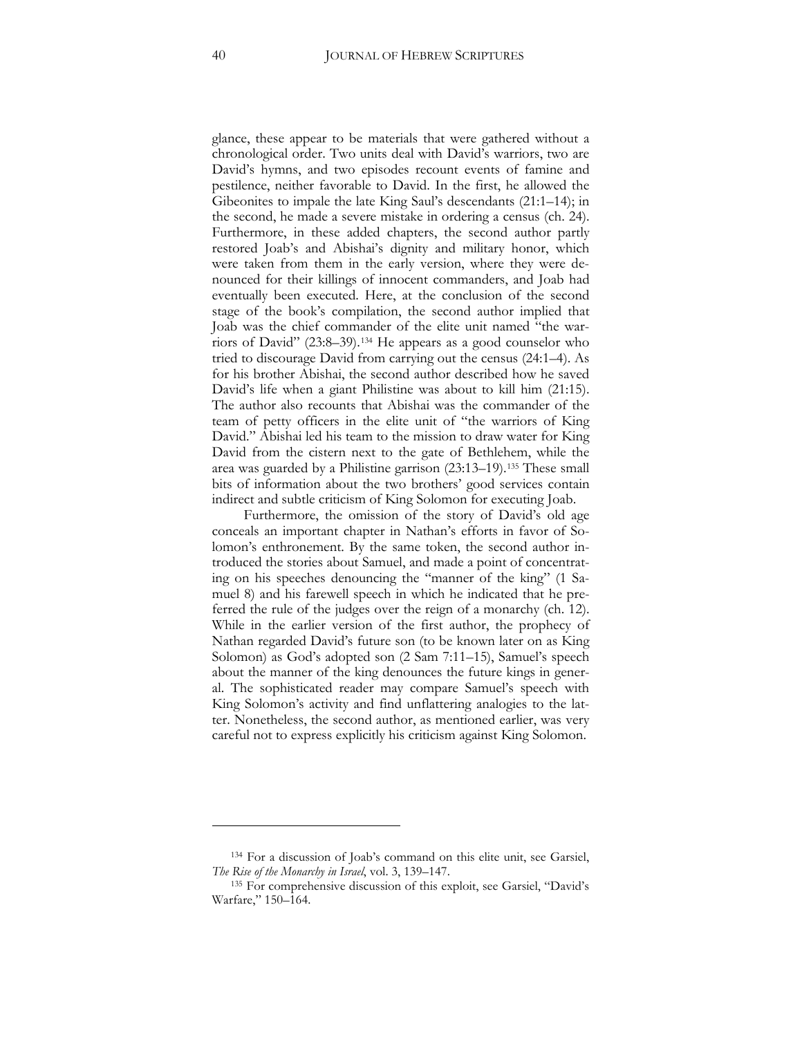glance, these appear to be materials that were gathered without a chronological order. Two units deal with David's warriors, two are David's hymns, and two episodes recount events of famine and pestilence, neither favorable to David. In the first, he allowed the Gibeonites to impale the late King Saul's descendants (21:1–14); in the second, he made a severe mistake in ordering a census (ch. 24). Furthermore, in these added chapters, the second author partly restored Joab's and Abishai's dignity and military honor, which were taken from them in the early version, where they were denounced for their killings of innocent commanders, and Joab had eventually been executed. Here, at the conclusion of the second stage of the book's compilation, the second author implied that Joab was the chief commander of the elite unit named "the warriors of David" (23:8–39).[134] He appears as a good counselor who tried to discourage David from carrying out the census (24:1–4). As for his brother Abishai, the second author described how he saved David's life when a giant Philistine was about to kill him (21:15). The author also recounts that Abishai was the commander of the team of petty officers in the elite unit of "the warriors of King David." Abishai led his team to the mission to draw water for King David from the cistern next to the gate of Bethlehem, while the area was guarded by a Philistine garrison (23:13–19).[135] These small bits of information about the two brothers' good services contain indirect and subtle criticism of King Solomon for executing Joab.

Furthermore, the omission of the story of David's old age conceals an important chapter in Nathan's efforts in favor of Solomon's enthronement. By the same token, the second author introduced the stories about Samuel, and made a point of concentrating on his speeches denouncing the "manner of the king" (1 Samuel 8) and his farewell speech in which he indicated that he preferred the rule of the judges over the reign of a monarchy (ch. 12). While in the earlier version of the first author, the prophecy of Nathan regarded David's future son (to be known later on as King Solomon) as God's adopted son (2 Sam 7:11–15), Samuel's speech about the manner of the king denounces the future kings in general. The sophisticated reader may compare Samuel's speech with King Solomon's activity and find unflattering analogies to the latter. Nonetheless, the second author, as mentioned earlier, was very careful not to express explicitly his criticism against King Solomon.

---

[134] For a discussion of Joab's command on this elite unit, see Garsiel, *The Rise of the Monarchy in Israel*, vol. 3, 139–147.

[135] For comprehensive discussion of this exploit, see Garsiel, "David's Warfare," 150–164.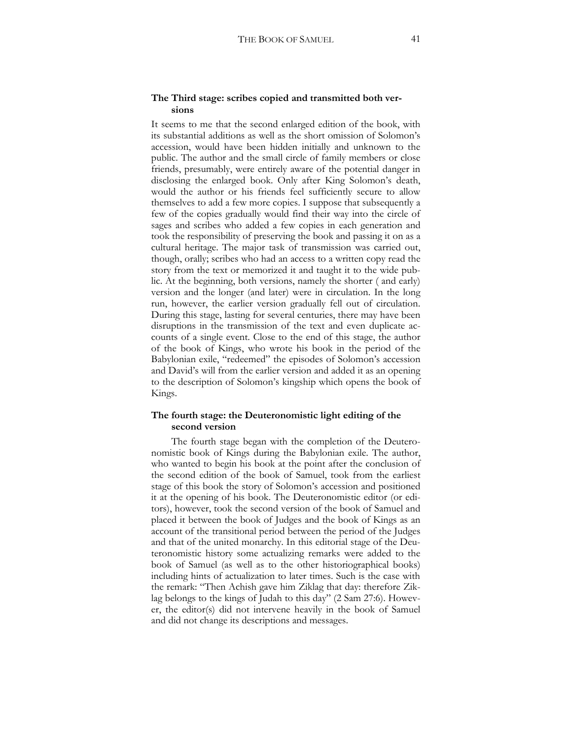### The Third stage: scribes copied and transmitted both versions

It seems to me that the second enlarged edition of the book, with its substantial additions as well as the short omission of Solomon's accession, would have been hidden initially and unknown to the public. The author and the small circle of family members or close friends, presumably, were entirely aware of the potential danger in disclosing the enlarged book. Only after King Solomon's death, would the author or his friends feel sufficiently secure to allow themselves to add a few more copies. I suppose that subsequently a few of the copies gradually would find their way into the circle of sages and scribes who added a few copies in each generation and took the responsibility of preserving the book and passing it on as a cultural heritage. The major task of transmission was carried out, though, orally; scribes who had an access to a written copy read the story from the text or memorized it and taught it to the wide public. At the beginning, both versions, namely the shorter ( and early) version and the longer (and later) were in circulation. In the long run, however, the earlier version gradually fell out of circulation. During this stage, lasting for several centuries, there may have been disruptions in the transmission of the text and even duplicate accounts of a single event. Close to the end of this stage, the author of the book of Kings, who wrote his book in the period of the Babylonian exile, "redeemed" the episodes of Solomon's accession and David's will from the earlier version and added it as an opening to the description of Solomon's kingship which opens the book of Kings.

### The fourth stage: the Deuteronomistic light editing of the second version

The fourth stage began with the completion of the Deuteronomistic book of Kings during the Babylonian exile. The author, who wanted to begin his book at the point after the conclusion of the second edition of the book of Samuel, took from the earliest stage of this book the story of Solomon's accession and positioned it at the opening of his book. The Deuteronomistic editor (or editors), however, took the second version of the book of Samuel and placed it between the book of Judges and the book of Kings as an account of the transitional period between the period of the Judges and that of the united monarchy. In this editorial stage of the Deuteronomistic history some actualizing remarks were added to the book of Samuel (as well as to the other historiographical books) including hints of actualization to later times. Such is the case with the remark: "Then Achish gave him Ziklag that day: therefore Ziklag belongs to the kings of Judah to this day" (2 Sam 27:6). However, the editor(s) did not intervene heavily in the book of Samuel and did not change its descriptions and messages.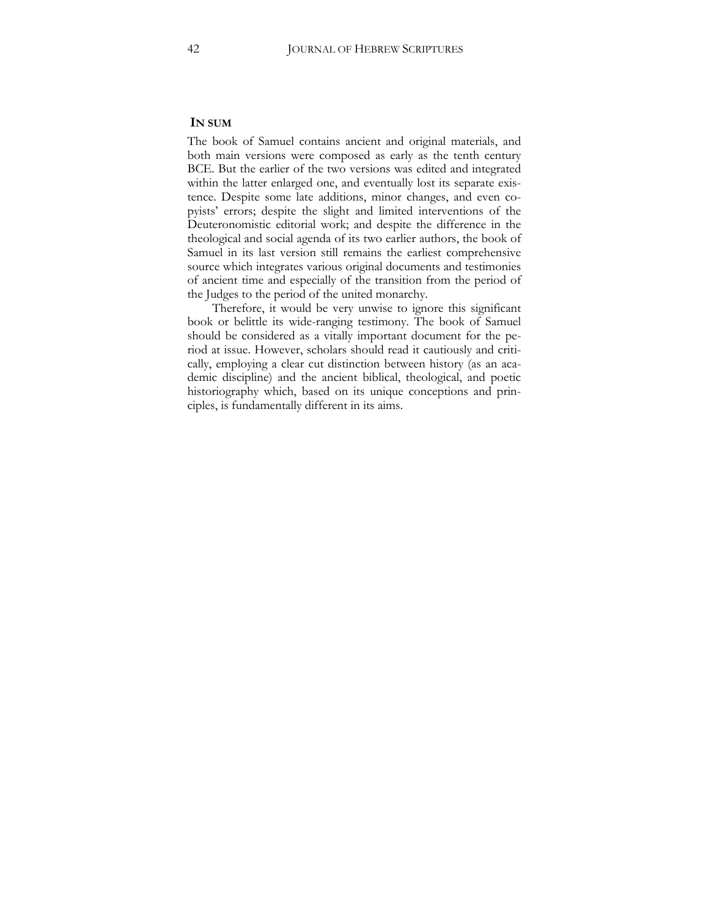## IN SUM

The book of Samuel contains ancient and original materials, and both main versions were composed as early as the tenth century BCE. But the earlier of the two versions was edited and integrated within the latter enlarged one, and eventually lost its separate existence. Despite some late additions, minor changes, and even copyists' errors; despite the slight and limited interventions of the Deuteronomistic editorial work; and despite the difference in the theological and social agenda of its two earlier authors, the book of Samuel in its last version still remains the earliest comprehensive source which integrates various original documents and testimonies of ancient time and especially of the transition from the period of the Judges to the period of the united monarchy.

Therefore, it would be very unwise to ignore this significant book or belittle its wide-ranging testimony. The book of Samuel should be considered as a vitally important document for the period at issue. However, scholars should read it cautiously and critically, employing a clear cut distinction between history (as an academic discipline) and the ancient biblical, theological, and poetic historiography which, based on its unique conceptions and principles, is fundamentally different in its aims.